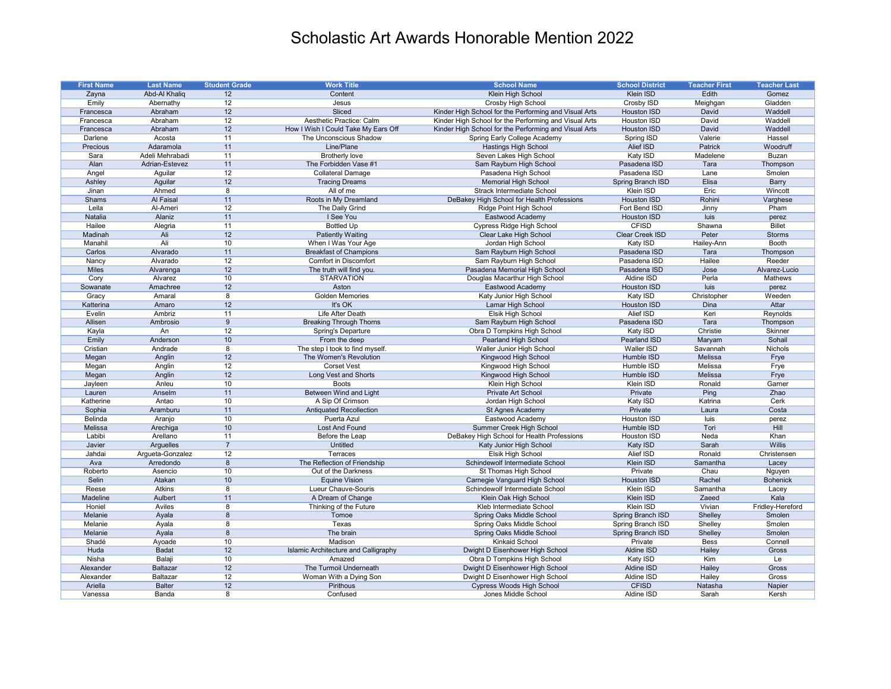# Scholastic Art Awards Honorable Mention 2022

| First Name | Last Name | Student Grade | Work Title | School Name | School District | Teacher First | Teacher Last |
|---|---|---|---|---|---|---|---|
| Zayna | Abd-Al Khaliq | 12 | Content | Klein High School | Klein ISD | Edith | Gomez |
| Emily | Abernathy | 12 | Jesus | Crosby High School | Crosby ISD | Meighgan | Gladden |
| Francesca | Abraham | 12 | Sliced | Kinder High School for the Performing and Visual Arts | Houston ISD | David | Waddell |
| Francesca | Abraham | 12 | Aesthetic Practice: Calm | Kinder High School for the Performing and Visual Arts | Houston ISD | David | Waddell |
| Francesca | Abraham | 12 | How I Wish I Could Take My Ears Off | Kinder High School for the Performing and Visual Arts | Houston ISD | David | Waddell |
| Darlene | Acosta | 11 | The Unconscious Shadow | Spring Early College Academy | Spring ISD | Valerie | Hassel |
| Precious | Adaramola | 11 | Line/Plane | Hastings High School | Alief ISD | Patrick | Woodruff |
| Sara | Adeli Mehrabadi | 11 | Brotherly love | Seven Lakes High School | Katy ISD | Madelene | Buzan |
| Alan | Adrian-Estevez | 11 | The Forbidden Vase #1 | Sam Rayburn High School | Pasadena ISD | Tara | Thompson |
| Angel | Aguilar | 12 | Collateral Damage | Pasadena High School | Pasadena ISD | Lane | Smolen |
| Ashley | Aguilar | 12 | Tracing Dreams | Memorial High School | Spring Branch ISD | Elisa | Barry |
| Jinan | Ahmed | 8 | All of me | Strack Intermediate School | Klein ISD | Eric | Wincott |
| Shams | Al Faisal | 11 | Roots in My Dreamland | DeBakey High School for Health Professions | Houston ISD | Rohini | Varghese |
| Leila | Al-Ameri | 12 | The Daily Grind | Ridge Point High School | Fort Bend ISD | Jinny | Pham |
| Natalia | Alaniz | 11 | I See You | Eastwood Academy | Houston ISD | luis | perez |
| Hailee | Alegria | 11 | Bottled Up | Cypress Ridge High School | CFISD | Shawna | Billet |
| Madinah | Ali | 12 | Patiently Waiting | Clear Lake High School | Clear Creek ISD | Peter | Storms |
| Manahil | Ali | 10 | When I Was Your Age | Jordan High School | Katy ISD | Hailey-Ann | Booth |
| Carlos | Alvarado | 11 | Breakfast of Champions | Sam Rayburn High School | Pasadena ISD | Tara | Thompson |
| Nancy | Alvarado | 12 | Comfort in Discomfort | Sam Rayburn High School | Pasadena ISD | Hailee | Reeder |
| Miles | Alvarenga | 12 | The truth will find you. | Pasadena Memorial High School | Pasadena ISD | Jose | Alvarez-Lucio |
| Cory | Alvarez | 10 | STARVATION | Douglas Macarthur High School | Aldine ISD | Perla | Mathews |
| Sowanate | Amachree | 12 | Aston | Eastwood Academy | Houston ISD | luis | perez |
| Gracy | Amaral | 8 | Golden Memories | Katy Junior High School | Katy ISD | Christopher | Weeden |
| Katterina | Amaro | 12 | It's OK | Lamar High School | Houston ISD | Dina | Attar |
| Evelin | Ambriz | 11 | Life After Death | Elsik High School | Alief ISD | Keri | Reynolds |
| Allisen | Ambrosio | 9 | Breaking Through Thorns | Sam Rayburn High School | Pasadena ISD | Tara | Thompson |
| Kayla | An | 12 | Spring's Departure | Obra D Tompkins High School | Katy ISD | Christie | Skinner |
| Emily | Anderson | 10 | From the deep | Pearland High School | Pearland ISD | Maryam | Sohail |
| Cristian | Andrade | 8 | The step I took to find myself. | Waller Junior High School | Waller ISD | Savannah | Nichols |
| Megan | Anglin | 12 | The Women's Revolution | Kingwood High School | Humble ISD | Melissa | Frye |
| Megan | Anglin | 12 | Corset Vest | Kingwood High School | Humble ISD | Melissa | Frye |
| Megan | Anglin | 12 | Long Vest and Shorts | Kingwood High School | Humble ISD | Melissa | Frye |
| Jayleen | Anleu | 10 | Boots | Klein High School | Klein ISD | Ronald | Garner |
| Lauren | Anselm | 11 | Between Wind and Light | Private Art School | Private | Ping | Zhao |
| Katherine | Antao | 10 | A Sip Of Crimson | Jordan High School | Katy ISD | Katrina | Cerk |
| Sophia | Aramburu | 11 | Antiquated Recollection | St Agnes Academy | Private | Laura | Costa |
| Belinda | Aranjo | 10 | Puerta Azul | Eastwood Academy | Houston ISD | luis | perez |
| Melissa | Arechiga | 10 | Lost And Found | Summer Creek High School | Humble ISD | Tori | Hill |
| Labibi | Arellano | 11 | Before the Leap | DeBakey High School for Health Professions | Houston ISD | Neda | Khan |
| Javier | Arguelles | 7 | Untitled | Katy Junior High School | Katy ISD | Sarah | Willis |
| Jahdai | Argueta-Gonzalez | 12 | Terraces | Elsik High School | Alief ISD | Ronald | Christensen |
| Ava | Arredondo | 8 | The Reflection of Friendship | Schindewolf Intermediate School | Klein ISD | Samantha | Lacey |
| Roberto | Asencio | 10 | Out of the Darkness | St Thomas High School | Private | Chau | Nguyen |
| Selin | Atakan | 10 | Equine Vision | Carnegie Vanguard High School | Houston ISD | Rachel | Bohenick |
| Reese | Atkins | 8 | Lueur Chauve-Souris | Schindewolf Intermediate School | Klein ISD | Samantha | Lacey |
| Madeline | Aulbert | 11 | A Dream of Change | Klein Oak High School | Klein ISD | Zaeed | Kala |
| Honiel | Aviles | 8 | Thinking of the Future | Kleb Intermediate School | Klein ISD | Vivian | Fridley-Hereford |
| Melanie | Ayala | 8 | Tomoe | Spring Oaks Middle School | Spring Branch ISD | Shelley | Smolen |
| Melanie | Ayala | 8 | Texas | Spring Oaks Middle School | Spring Branch ISD | Shelley | Smolen |
| Melanie | Ayala | 8 | The brain | Spring Oaks Middle School | Spring Branch ISD | Shelley | Smolen |
| Shadé | Ayoade | 10 | Madison | Kinkaid School | Private | Bess | Connell |
| Huda | Badat | 12 | Islamic Architecture and Calligraphy | Dwight D Eisenhower High School | Aldine ISD | Hailey | Gross |
| Nisha | Balaji | 10 | Amazed | Obra D Tompkins High School | Katy ISD | Kim | Le |
| Alexander | Baltazar | 12 | The Turmoil Underneath | Dwight D Eisenhower High School | Aldine ISD | Hailey | Gross |
| Alexander | Baltazar | 12 | Woman With a Dying Son | Dwight D Eisenhower High School | Aldine ISD | Hailey | Gross |
| Ariella | Balter | 12 | Pirithous | Cypress Woods High School | CFISD | Natasha | Napier |
| Vanessa | Banda | 8 | Confused | Jones Middle School | Aldine ISD | Sarah | Kersh |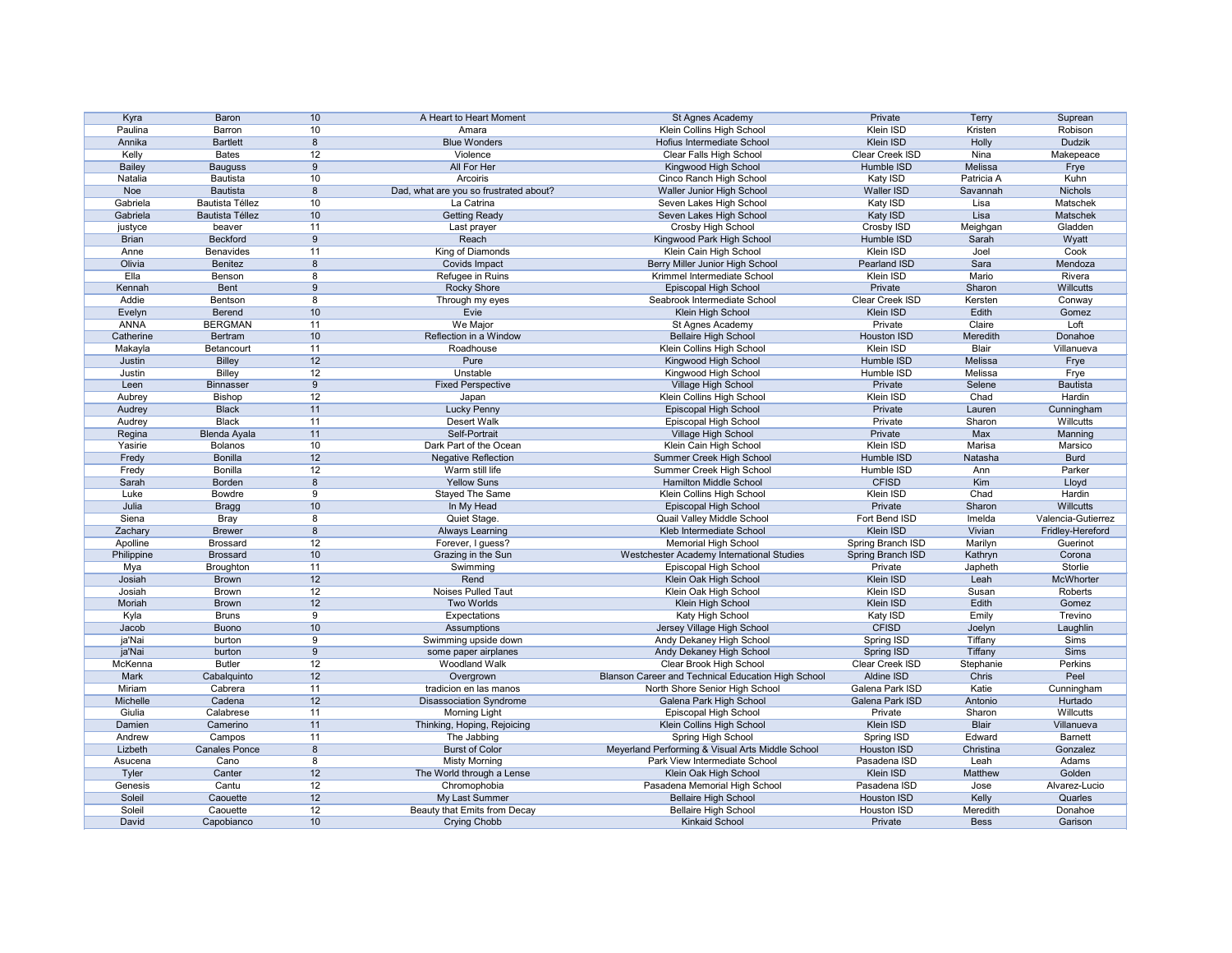| | | | | | | | |
|---|---|---|---|---|---|---|---|
| Kyra | Baron | 10 | A Heart to Heart Moment | St Agnes Academy | Private | Terry | Suprean |
| Paulina | Barron | 10 | Amara | Klein Collins High School | Klein ISD | Kristen | Robison |
| Annika | Bartlett | 8 | Blue Wonders | Hofius Intermediate School | Klein ISD | Holly | Dudzik |
| Kelly | Bates | 12 | Violence | Clear Falls High School | Clear Creek ISD | Nina | Makepeace |
| Bailey | Bauguss | 9 | All For Her | Kingwood High School | Humble ISD | Melissa | Frye |
| Natalia | Bautista | 10 | Arcoiris | Cinco Ranch High School | Katy ISD | Patricia A | Kuhn |
| Noe | Bautista | 8 | Dad, what are you so frustrated about? | Waller Junior High School | Waller ISD | Savannah | Nichols |
| Gabriela | Bautista Téllez | 10 | La Catrina | Seven Lakes High School | Katy ISD | Lisa | Matschek |
| Gabriela | Bautista Téllez | 10 | Getting Ready | Seven Lakes High School | Katy ISD | Lisa | Matschek |
| justyce | beaver | 11 | Last prayer | Crosby High School | Crosby ISD | Meighgan | Gladden |
| Brian | Beckford | 9 | Reach | Kingwood Park High School | Humble ISD | Sarah | Wyatt |
| Anne | Benavides | 11 | King of Diamonds | Klein Cain High School | Klein ISD | Joel | Cook |
| Olivia | Benitez | 8 | Covids Impact | Berry Miller Junior High School | Pearland ISD | Sara | Mendoza |
| Ella | Benson | 8 | Refugee in Ruins | Krimmel Intermediate School | Klein ISD | Mario | Rivera |
| Kennah | Bent | 9 | Rocky Shore | Episcopal High School | Private | Sharon | Willcutts |
| Addie | Bentson | 8 | Through my eyes | Seabrook Intermediate School | Clear Creek ISD | Kersten | Conway |
| Evelyn | Berend | 10 | Evie | Klein High School | Klein ISD | Edith | Gomez |
| ANNA | BERGMAN | 11 | We Major | St Agnes Academy | Private | Claire | Loft |
| Catherine | Bertram | 10 | Reflection in a Window | Bellaire High School | Houston ISD | Meredith | Donahoe |
| Makayla | Betancourt | 11 | Roadhouse | Klein Collins High School | Klein ISD | Blair | Villanueva |
| Justin | Billey | 12 | Pure | Kingwood High School | Humble ISD | Melissa | Frye |
| Justin | Billey | 12 | Unstable | Kingwood High School | Humble ISD | Melissa | Frye |
| Leen | Binnasser | 9 | Fixed Perspective | Village High School | Private | Selene | Bautista |
| Aubrey | Bishop | 12 | Japan | Klein Collins High School | Klein ISD | Chad | Hardin |
| Audrey | Black | 11 | Lucky Penny | Episcopal High School | Private | Lauren | Cunningham |
| Audrey | Black | 11 | Desert Walk | Episcopal High School | Private | Sharon | Willcutts |
| Regina | Blenda Ayala | 11 | Self-Portrait | Village High School | Private | Max | Manning |
| Yasirie | Bolanos | 10 | Dark Part of the Ocean | Klein Cain High School | Klein ISD | Marisa | Marsico |
| Fredy | Bonilla | 12 | Negative Reflection | Summer Creek High School | Humble ISD | Natasha | Burd |
| Fredy | Bonilla | 12 | Warm still life | Summer Creek High School | Humble ISD | Ann | Parker |
| Sarah | Borden | 8 | Yellow Suns | Hamilton Middle School | CFISD | Kim | Lloyd |
| Luke | Bowdre | 9 | Stayed The Same | Klein Collins High School | Klein ISD | Chad | Hardin |
| Julia | Bragg | 10 | In My Head | Episcopal High School | Private | Sharon | Willcutts |
| Siena | Bray | 8 | Quiet Stage. | Quail Valley Middle School | Fort Bend ISD | Imelda | Valencia-Gutierrez |
| Zachary | Brewer | 8 | Always Learning | Kleb Intermediate School | Klein ISD | Vivian | Fridley-Hereford |
| Apolline | Brossard | 12 | Forever, I guess? | Memorial High School | Spring Branch ISD | Marilyn | Guerinot |
| Philippine | Brossard | 10 | Grazing in the Sun | Westchester Academy International Studies | Spring Branch ISD | Kathryn | Corona |
| Mya | Broughton | 11 | Swimming | Episcopal High School | Private | Japheth | Storlie |
| Josiah | Brown | 12 | Rend | Klein Oak High School | Klein ISD | Leah | McWhorter |
| Josiah | Brown | 12 | Noises Pulled Taut | Klein Oak High School | Klein ISD | Susan | Roberts |
| Moriah | Brown | 12 | Two Worlds | Klein High School | Klein ISD | Edith | Gomez |
| Kyla | Bruns | 9 | Expectations | Katy High School | Katy ISD | Emily | Trevino |
| Jacob | Buono | 10 | Assumptions | Jersey Village High School | CFISD | Joelyn | Laughlin |
| ja'Nai | burton | 9 | Swimming upside down | Andy Dekaney High School | Spring ISD | Tiffany | Sims |
| ja'Nai | burton | 9 | some paper airplanes | Andy Dekaney High School | Spring ISD | Tiffany | Sims |
| McKenna | Butler | 12 | Woodland Walk | Clear Brook High School | Clear Creek ISD | Stephanie | Perkins |
| Mark | Cabalquinto | 12 | Overgrown | Blanson Career and Technical Education High School | Aldine ISD | Chris | Peel |
| Miriam | Cabrera | 11 | tradicion en las manos | North Shore Senior High School | Galena Park ISD | Katie | Cunningham |
| Michelle | Cadena | 12 | Disassociation Syndrome | Galena Park High School | Galena Park ISD | Antonio | Hurtado |
| Giulia | Calabrese | 11 | Morning Light | Episcopal High School | Private | Sharon | Willcutts |
| Damien | Camerino | 11 | Thinking, Hoping, Rejoicing | Klein Collins High School | Klein ISD | Blair | Villanueva |
| Andrew | Campos | 11 | The Jabbing | Spring High School | Spring ISD | Edward | Barnett |
| Lizbeth | Canales Ponce | 8 | Burst of Color | Meyerland Performing & Visual Arts Middle School | Houston ISD | Christina | Gonzalez |
| Asucena | Cano | 8 | Misty Morning | Park View Intermediate School | Pasadena ISD | Leah | Adams |
| Tyler | Canter | 12 | The World through a Lense | Klein Oak High School | Klein ISD | Matthew | Golden |
| Genesis | Cantu | 12 | Chromophobia | Pasadena Memorial High School | Pasadena ISD | Jose | Alvarez-Lucio |
| Soleil | Caouette | 12 | My Last Summer | Bellaire High School | Houston ISD | Kelly | Quarles |
| Soleil | Caouette | 12 | Beauty that Emits from Decay | Bellaire High School | Houston ISD | Meredith | Donahoe |
| David | Capobianco | 10 | Crying Chobb | Kinkaid School | Private | Bess | Garison |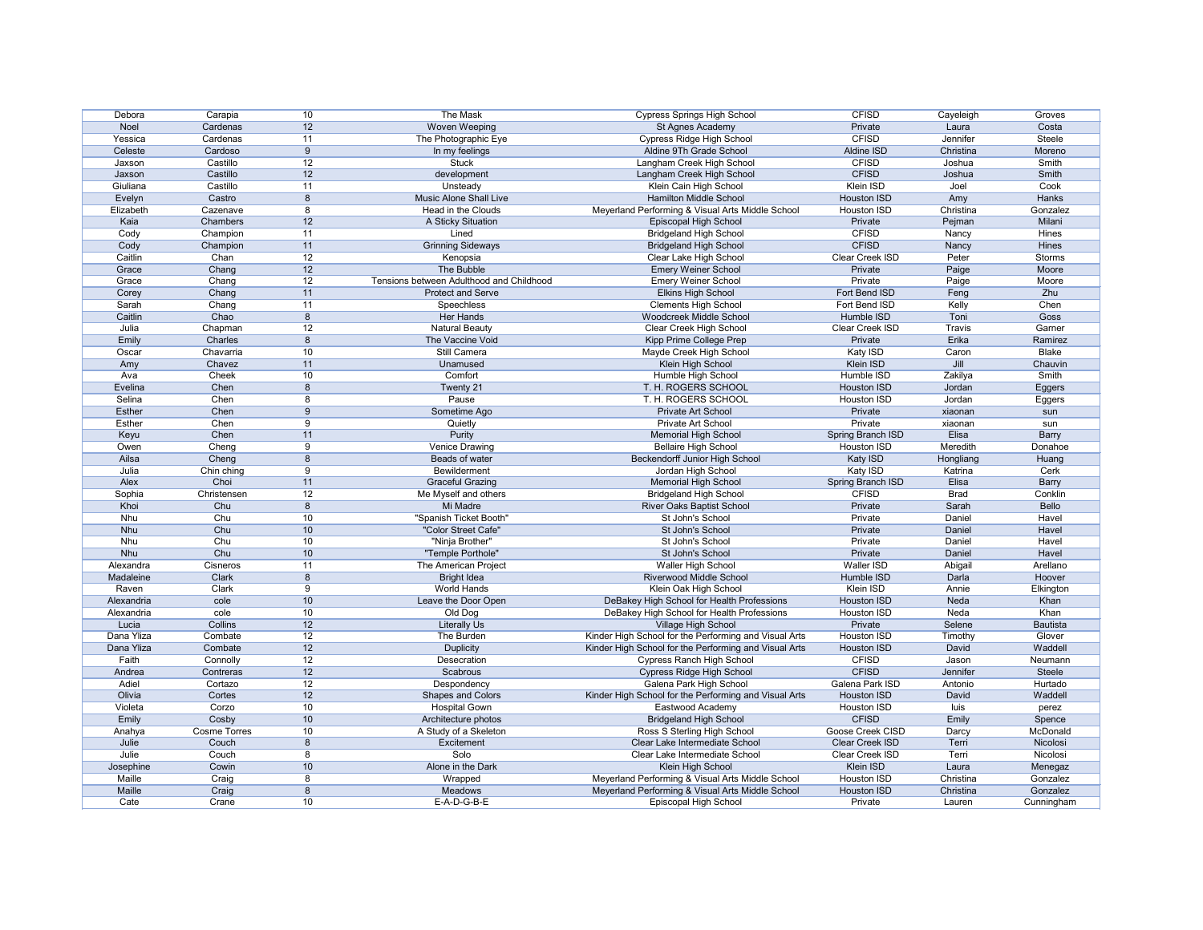| Debora | Carapia | 10 | The Mask | Cypress Springs High School | CFISD | Cayeleigh | Groves |
|---|---|---|---|---|---|---|---|
| Noel | Cardenas | 12 | Woven Weeping | St Agnes Academy | Private | Laura | Costa |
| Yessica | Cardenas | 11 | The Photographic Eye | Cypress Ridge High School | CFISD | Jennifer | Steele |
| Celeste | Cardoso | 9 | In my feelings | Aldine 9Th Grade School | Aldine ISD | Christina | Moreno |
| Jaxson | Castillo | 12 | Stuck | Langham Creek High School | CFISD | Joshua | Smith |
| Jaxson | Castillo | 12 | development | Langham Creek High School | CFISD | Joshua | Smith |
| Giuliana | Castillo | 11 | Unsteady | Klein Cain High School | Klein ISD | Joel | Cook |
| Evelyn | Castro | 8 | Music Alone Shall Live | Hamilton Middle School | Houston ISD | Amy | Hanks |
| Elizabeth | Cazenave | 8 | Head in the Clouds | Meyerland Performing & Visual Arts Middle School | Houston ISD | Christina | Gonzalez |
| Kaia | Chambers | 12 | A Sticky Situation | Episcopal High School | Private | Pejman | Milani |
| Cody | Champion | 11 | Lined | Bridgeland High School | CFISD | Nancy | Hines |
| Cody | Champion | 11 | Grinning Sideways | Bridgeland High School | CFISD | Nancy | Hines |
| Caitlin | Chan | 12 | Kenopsia | Clear Lake High School | Clear Creek ISD | Peter | Storms |
| Grace | Chang | 12 | The Bubble | Emery Weiner School | Private | Paige | Moore |
| Grace | Chang | 12 | Tensions between Adulthood and Childhood | Emery Weiner School | Private | Paige | Moore |
| Corey | Chang | 11 | Protect and Serve | Elkins High School | Fort Bend ISD | Feng | Zhu |
| Sarah | Chang | 11 | Speechless | Clements High School | Fort Bend ISD | Kelly | Chen |
| Caitlin | Chao | 8 | Her Hands | Woodcreek Middle School | Humble ISD | Toni | Goss |
| Julia | Chapman | 12 | Natural Beauty | Clear Creek High School | Clear Creek ISD | Travis | Garner |
| Emily | Charles | 8 | The Vaccine Void | Kipp Prime College Prep | Private | Erika | Ramirez |
| Oscar | Chavarria | 10 | Still Camera | Mayde Creek High School | Katy ISD | Caron | Blake |
| Amy | Chavez | 11 | Unamused | Klein High School | Klein ISD | Jill | Chauvin |
| Ava | Cheek | 10 | Comfort | Humble High School | Humble ISD | Zakilya | Smith |
| Evelina | Chen | 8 | Twenty 21 | T. H. ROGERS SCHOOL | Houston ISD | Jordan | Eggers |
| Selina | Chen | 8 | Pause | T. H. ROGERS SCHOOL | Houston ISD | Jordan | Eggers |
| Esther | Chen | 9 | Sometime Ago | Private Art School | Private | xiaonan | sun |
| Esther | Chen | 9 | Quietly | Private Art School | Private | xiaonan | sun |
| Keyu | Chen | 11 | Purity | Memorial High School | Spring Branch ISD | Elisa | Barry |
| Owen | Cheng | 9 | Venice Drawing | Bellaire High School | Houston ISD | Meredith | Donahoe |
| Ailsa | Cheng | 8 | Beads of water | Beckendorff Junior High School | Katy ISD | Hongliang | Huang |
| Julia | Chin ching | 9 | Bewilderment | Jordan High School | Katy ISD | Katrina | Cerk |
| Alex | Choi | 11 | Graceful Grazing | Memorial High School | Spring Branch ISD | Elisa | Barry |
| Sophia | Christensen | 12 | Me Myself and others | Bridgeland High School | CFISD | Brad | Conklin |
| Khoi | Chu | 8 | Mi Madre | River Oaks Baptist School | Private | Sarah | Bello |
| Nhu | Chu | 10 | "Spanish Ticket Booth" | St John's School | Private | Daniel | Havel |
| Nhu | Chu | 10 | "Color Street Cafe" | St John's School | Private | Daniel | Havel |
| Nhu | Chu | 10 | "Ninja Brother" | St John's School | Private | Daniel | Havel |
| Nhu | Chu | 10 | "Temple Porthole" | St John's School | Private | Daniel | Havel |
| Alexandra | Cisneros | 11 | The American Project | Waller High School | Waller ISD | Abigail | Arellano |
| Madaleine | Clark | 8 | Bright Idea | Riverwood Middle School | Humble ISD | Darla | Hoover |
| Raven | Clark | 9 | World Hands | Klein Oak High School | Klein ISD | Annie | Elkington |
| Alexandria | cole | 10 | Leave the Door Open | DeBakey High School for Health Professions | Houston ISD | Neda | Khan |
| Alexandria | cole | 10 | Old Dog | DeBakey High School for Health Professions | Houston ISD | Neda | Khan |
| Lucia | Collins | 12 | Literally Us | Village High School | Private | Selene | Bautista |
| Dana Yliza | Combate | 12 | The Burden | Kinder High School for the Performing and Visual Arts | Houston ISD | Timothy | Glover |
| Dana Yliza | Combate | 12 | Duplicity | Kinder High School for the Performing and Visual Arts | Houston ISD | David | Waddell |
| Faith | Connolly | 12 | Desecration | Cypress Ranch High School | CFISD | Jason | Neumann |
| Andrea | Contreras | 12 | Scabrous | Cypress Ridge High School | CFISD | Jennifer | Steele |
| Adiel | Cortazo | 12 | Despondency | Galena Park High School | Galena Park ISD | Antonio | Hurtado |
| Olivia | Cortes | 12 | Shapes and Colors | Kinder High School for the Performing and Visual Arts | Houston ISD | David | Waddell |
| Violeta | Corzo | 10 | Hospital Gown | Eastwood Academy | Houston ISD | luis | perez |
| Emily | Cosby | 10 | Architecture photos | Bridgeland High School | CFISD | Emily | Spence |
| Anahya | Cosme Torres | 10 | A Study of a Skeleton | Ross S Sterling High School | Goose Creek CISD | Darcy | McDonald |
| Julie | Couch | 8 | Excitement | Clear Lake Intermediate School | Clear Creek ISD | Terri | Nicolosi |
| Julie | Couch | 8 | Solo | Clear Lake Intermediate School | Clear Creek ISD | Terri | Nicolosi |
| Josephine | Cowin | 10 | Alone in the Dark | Klein High School | Klein ISD | Laura | Menegaz |
| Maille | Craig | 8 | Wrapped | Meyerland Performing & Visual Arts Middle School | Houston ISD | Christina | Gonzalez |
| Maille | Craig | 8 | Meadows | Meyerland Performing & Visual Arts Middle School | Houston ISD | Christina | Gonzalez |
| Cate | Crane | 10 | E-A-D-G-B-E | Episcopal High School | Private | Lauren | Cunningham |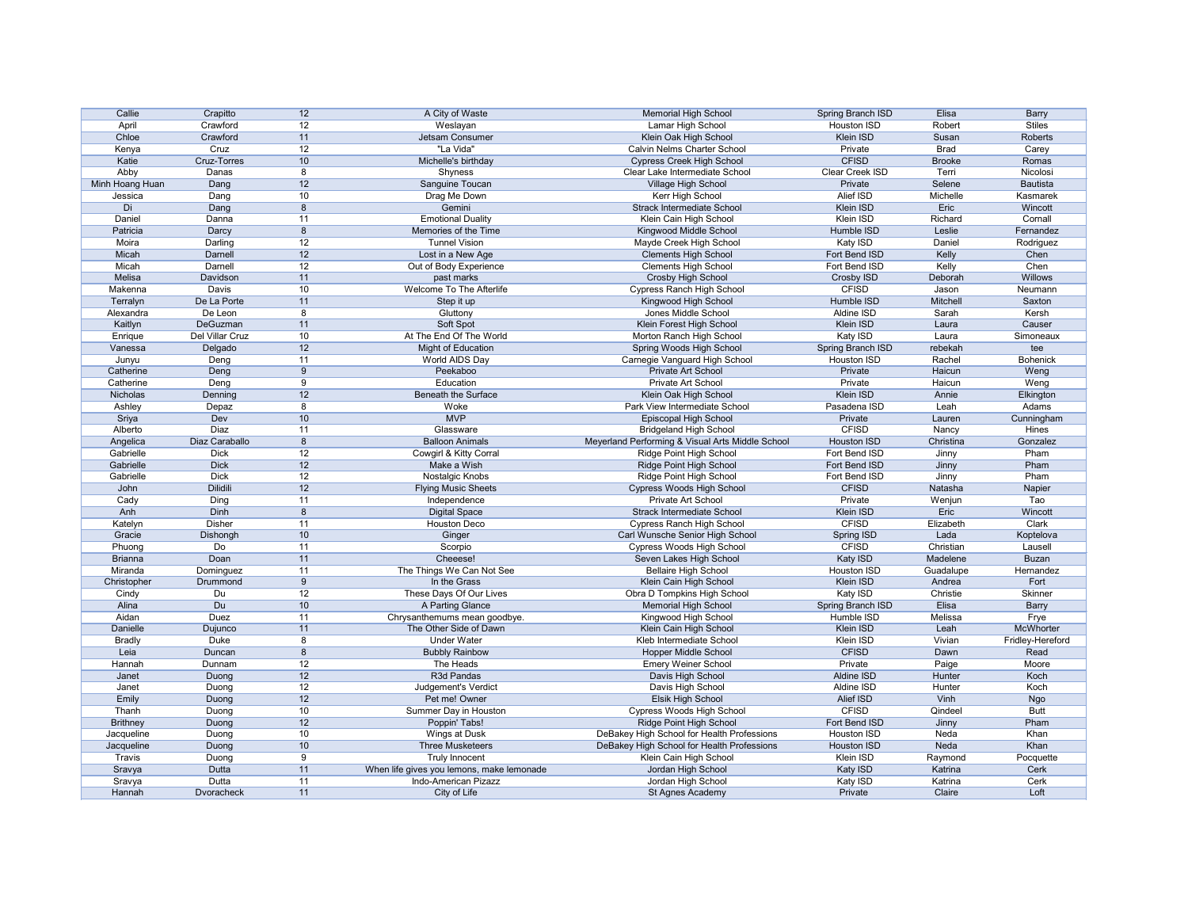| Callie | Crapitto | 12 | A City of Waste | Memorial High School | Spring Branch ISD | Elisa | Barry |
|---|---|---|---|---|---|---|---|
| April | Crawford | 12 | Weslayan | Lamar High School | Houston ISD | Robert | Stiles |
| Chloe | Crawford | 11 | Jetsam Consumer | Klein Oak High School | Klein ISD | Susan | Roberts |
| Kenya | Cruz | 12 | "La Vida" | Calvin Nelms Charter School | Private | Brad | Carey |
| Katie | Cruz-Torres | 10 | Michelle's birthday | Cypress Creek High School | CFISD | Brooke | Romas |
| Abby | Danas | 8 | Shyness | Clear Lake Intermediate School | Clear Creek ISD | Terri | Nicolosi |
| Minh Hoang Huan | Dang | 12 | Sanguine Toucan | Village High School | Private | Selene | Bautista |
| Jessica | Dang | 10 | Drag Me Down | Kerr High School | Alief ISD | Michelle | Kasmarek |
| Di | Dang | 8 | Gemini | Strack Intermediate School | Klein ISD | Eric | Wincott |
| Daniel | Danna | 11 | Emotional Duality | Klein Cain High School | Klein ISD | Richard | Cornall |
| Patricia | Darcy | 8 | Memories of the Time | Kingwood Middle School | Humble ISD | Leslie | Fernandez |
| Moira | Darling | 12 | Tunnel Vision | Mayde Creek High School | Katy ISD | Daniel | Rodriguez |
| Micah | Darnell | 12 | Lost in a New Age | Clements High School | Fort Bend ISD | Kelly | Chen |
| Micah | Darnell | 12 | Out of Body Experience | Clements High School | Fort Bend ISD | Kelly | Chen |
| Melisa | Davidson | 11 | past marks | Crosby High School | Crosby ISD | Deborah | Willows |
| Makenna | Davis | 10 | Welcome To The Afterlife | Cypress Ranch High School | CFISD | Jason | Neumann |
| Terralyn | De La Porte | 11 | Step it up | Kingwood High School | Humble ISD | Mitchell | Saxton |
| Alexandra | De Leon | 8 | Gluttony | Jones Middle School | Aldine ISD | Sarah | Kersh |
| Kaitlyn | DeGuzman | 11 | Soft Spot | Klein Forest High School | Klein ISD | Laura | Causer |
| Enrique | Del Villar Cruz | 10 | At The End Of The World | Morton Ranch High School | Katy ISD | Laura | Simoneaux |
| Vanessa | Delgado | 12 | Might of Education | Spring Woods High School | Spring Branch ISD | rebekah | tee |
| Junyu | Deng | 11 | World AIDS Day | Carnegie Vanguard High School | Houston ISD | Rachel | Bohenick |
| Catherine | Deng | 9 | Peekaboo | Private Art School | Private | Haicun | Weng |
| Catherine | Deng | 9 | Education | Private Art School | Private | Haicun | Weng |
| Nicholas | Denning | 12 | Beneath the Surface | Klein Oak High School | Klein ISD | Annie | Elkington |
| Ashley | Depaz | 8 | Woke | Park View Intermediate School | Pasadena ISD | Leah | Adams |
| Sriya | Dev | 10 | MVP | Episcopal High School | Private | Lauren | Cunningham |
| Alberto | Diaz | 11 | Glassware | Bridgeland High School | CFISD | Nancy | Hines |
| Angelica | Diaz Caraballo | 8 | Balloon Animals | Meyerland Performing & Visual Arts Middle School | Houston ISD | Christina | Gonzalez |
| Gabrielle | Dick | 12 | Cowgirl & Kitty Corral | Ridge Point High School | Fort Bend ISD | Jinny | Pham |
| Gabrielle | Dick | 12 | Make a Wish | Ridge Point High School | Fort Bend ISD | Jinny | Pham |
| Gabrielle | Dick | 12 | Nostalgic Knobs | Ridge Point High School | Fort Bend ISD | Jinny | Pham |
| John | Dilidili | 12 | Flying Music Sheets | Cypress Woods High School | CFISD | Natasha | Napier |
| Cady | Ding | 11 | Independence | Private Art School | Private | Wenjun | Tao |
| Anh | Dinh | 8 | Digital Space | Strack Intermediate School | Klein ISD | Eric | Wincott |
| Katelyn | Disher | 11 | Houston Deco | Cypress Ranch High School | CFISD | Elizabeth | Clark |
| Gracie | Dishongh | 10 | Ginger | Carl Wunsche Senior High School | Spring ISD | Lada | Koptelova |
| Phuong | Do | 11 | Scorpio | Cypress Woods High School | CFISD | Christian | Lausell |
| Brianna | Doan | 11 | Cheeese! | Seven Lakes High School | Katy ISD | Madelene | Buzan |
| Miranda | Dominguez | 11 | The Things We Can Not See | Bellaire High School | Houston ISD | Guadalupe | Hernandez |
| Christopher | Drummond | 9 | In the Grass | Klein Cain High School | Klein ISD | Andrea | Fort |
| Cindy | Du | 12 | These Days Of Our Lives | Obra D Tompkins High School | Katy ISD | Christie | Skinner |
| Alina | Du | 10 | A Parting Glance | Memorial High School | Spring Branch ISD | Elisa | Barry |
| Aidan | Duez | 11 | Chrysanthemums mean goodbye. | Kingwood High School | Humble ISD | Melissa | Frye |
| Danielle | Dujunco | 11 | The Other Side of Dawn | Klein Cain High School | Klein ISD | Leah | McWhorter |
| Bradly | Duke | 8 | Under Water | Kleb Intermediate School | Klein ISD | Vivian | Fridley-Hereford |
| Leia | Duncan | 8 | Bubbly Rainbow | Hopper Middle School | CFISD | Dawn | Read |
| Hannah | Dunnam | 12 | The Heads | Emery Weiner School | Private | Paige | Moore |
| Janet | Duong | 12 | R3d Pandas | Davis High School | Aldine ISD | Hunter | Koch |
| Janet | Duong | 12 | Judgement's Verdict | Davis High School | Aldine ISD | Hunter | Koch |
| Emily | Duong | 12 | Pet me! Owner | Elsik High School | Alief ISD | Vinh | Ngo |
| Thanh | Duong | 10 | Summer Day in Houston | Cypress Woods High School | CFISD | Qindeel | Butt |
| Brithney | Duong | 12 | Poppin' Tabs! | Ridge Point High School | Fort Bend ISD | Jinny | Pham |
| Jacqueline | Duong | 10 | Wings at Dusk | DeBakey High School for Health Professions | Houston ISD | Neda | Khan |
| Jacqueline | Duong | 10 | Three Musketeers | DeBakey High School for Health Professions | Houston ISD | Neda | Khan |
| Travis | Duong | 9 | Truly Innocent | Klein Cain High School | Klein ISD | Raymond | Pocquette |
| Sravya | Dutta | 11 | When life gives you lemons, make lemonade | Jordan High School | Katy ISD | Katrina | Cerk |
| Sravya | Dutta | 11 | Indo-American Pizazz | Jordan High School | Katy ISD | Katrina | Cerk |
| Hannah | Dvoracheck | 11 | City of Life | St Agnes Academy | Private | Claire | Loft |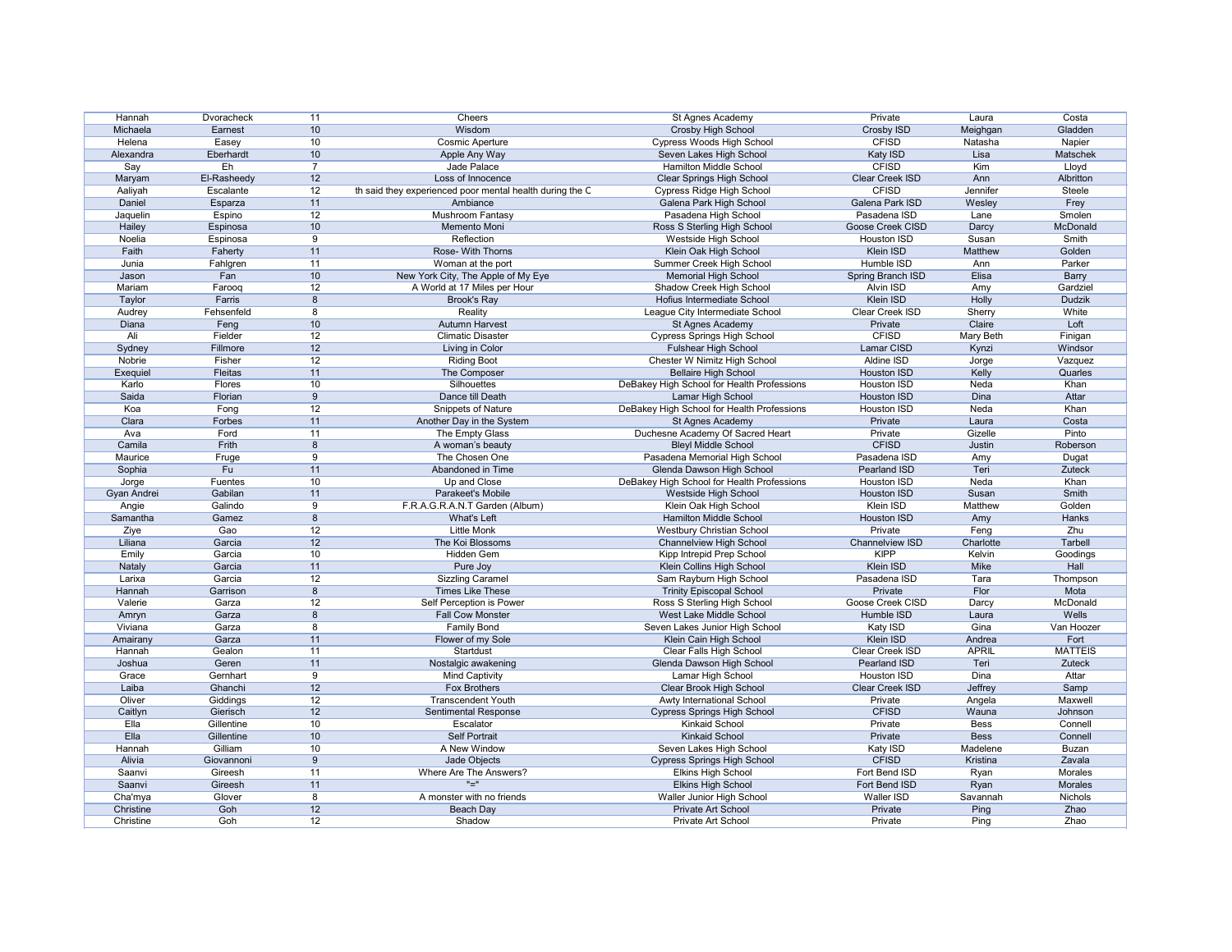| Hannah | Dvoracheck | 11 | Cheers | St Agnes Academy | Private | Laura | Costa |
|---|---|---|---|---|---|---|---|
| Michaela | Earnest | 10 | Wisdom | Crosby High School | Crosby ISD | Meighgan | Gladden |
| Helena | Easey | 10 | Cosmic Aperture | Cypress Woods High School | CFISD | Natasha | Napier |
| Alexandra | Eberhardt | 10 | Apple Any Way | Seven Lakes High School | Katy ISD | Lisa | Matschek |
| Say | Eh | 7 | Jade Palace | Hamilton Middle School | CFISD | Kim | Lloyd |
| Maryam | El-Rasheedy | 12 | Loss of Innocence | Clear Springs High School | Clear Creek ISD | Ann | Albritton |
| Aaliyah | Escalante | 12 | th said they experienced poor mental health during the C | Cypress Ridge High School | CFISD | Jennifer | Steele |
| Daniel | Esparza | 11 | Ambiance | Galena Park High School | Galena Park ISD | Wesley | Frey |
| Jaquelin | Espino | 12 | Mushroom Fantasy | Pasadena High School | Pasadena ISD | Lane | Smolen |
| Hailey | Espinosa | 10 | Memento Moni | Ross S Sterling High School | Goose Creek CISD | Darcy | McDonald |
| Noelia | Espinosa | 9 | Reflection | Westside High School | Houston ISD | Susan | Smith |
| Faith | Faherty | 11 | Rose- With Thorns | Klein Oak High School | Klein ISD | Matthew | Golden |
| Junia | Fahlgren | 11 | Woman at the port | Summer Creek High School | Humble ISD | Ann | Parker |
| Jason | Fan | 10 | New York City, The Apple of My Eye | Memorial High School | Spring Branch ISD | Elisa | Barry |
| Mariam | Farooq | 12 | A World at 17 Miles per Hour | Shadow Creek High School | Alvin ISD | Amy | Gardziel |
| Taylor | Farris | 8 | Brook's Ray | Hofius Intermediate School | Klein ISD | Holly | Dudzik |
| Audrey | Fehsenfeld | 8 | Reality | League City Intermediate School | Clear Creek ISD | Sherry | White |
| Diana | Feng | 10 | Autumn Harvest | St Agnes Academy | Private | Claire | Loft |
| Ali | Fielder | 12 | Climatic Disaster | Cypress Springs High School | CFISD | Mary Beth | Finigan |
| Sydney | Fillmore | 12 | Living in Color | Fulshear High School | Lamar CISD | Kynzi | Windsor |
| Nobrie | Fisher | 12 | Riding Boot | Chester W Nimitz High School | Aldine ISD | Jorge | Vazquez |
| Exequiel | Fleitas | 11 | The Composer | Bellaire High School | Houston ISD | Kelly | Quarles |
| Karlo | Flores | 10 | Silhouettes | DeBakey High School for Health Professions | Houston ISD | Neda | Khan |
| Saida | Florian | 9 | Dance till Death | Lamar High School | Houston ISD | Dina | Attar |
| Koa | Fong | 12 | Snippets of Nature | DeBakey High School for Health Professions | Houston ISD | Neda | Khan |
| Clara | Forbes | 11 | Another Day in the System | St Agnes Academy | Private | Laura | Costa |
| Ava | Ford | 11 | The Empty Glass | Duchesne Academy Of Sacred Heart | Private | Gizelle | Pinto |
| Camila | Frith | 8 | A woman's beauty | Bleyl Middle School | CFISD | Justin | Roberson |
| Maurice | Fruge | 9 | The Chosen One | Pasadena Memorial High School | Pasadena ISD | Amy | Dugat |
| Sophia | Fu | 11 | Abandoned in Time | Glenda Dawson High School | Pearland ISD | Teri | Zuteck |
| Jorge | Fuentes | 10 | Up and Close | DeBakey High School for Health Professions | Houston ISD | Neda | Khan |
| Gyan Andrei | Gabilan | 11 | Parakeet's Mobile | Westside High School | Houston ISD | Susan | Smith |
| Angie | Galindo | 9 | F.R.A.G.R.A.N.T Garden (Album) | Klein Oak High School | Klein ISD | Matthew | Golden |
| Samantha | Gamez | 8 | What's Left | Hamilton Middle School | Houston ISD | Amy | Hanks |
| Ziye | Gao | 12 | Little Monk | Westbury Christian School | Private | Feng | Zhu |
| Liliana | Garcia | 12 | The Koi Blossoms | Channelview High School | Channelview ISD | Charlotte | Tarbell |
| Emily | Garcia | 10 | Hidden Gem | Kipp Intrepid Prep School | KIPP | Kelvin | Goodings |
| Nataly | Garcia | 11 | Pure Joy | Klein Collins High School | Klein ISD | Mike | Hall |
| Larixa | Garcia | 12 | Sizzling Caramel | Sam Rayburn High School | Pasadena ISD | Tara | Thompson |
| Hannah | Garrison | 8 | Times Like These | Trinity Episcopal School | Private | Flor | Mota |
| Valerie | Garza | 12 | Self Perception is Power | Ross S Sterling High School | Goose Creek CISD | Darcy | McDonald |
| Amryn | Garza | 8 | Fall Cow Monster | West Lake Middle School | Humble ISD | Laura | Wells |
| Viviana | Garza | 8 | Family Bond | Seven Lakes Junior High School | Katy ISD | Gina | Van Hoozer |
| Amairany | Garza | 11 | Flower of my Sole | Klein Cain High School | Klein ISD | Andrea | Fort |
| Hannah | Gealon | 11 | Startdust | Clear Falls High School | Clear Creek ISD | APRIL | MATTEIS |
| Joshua | Geren | 11 | Nostalgic awakening | Glenda Dawson High School | Pearland ISD | Teri | Zuteck |
| Grace | Gernhart | 9 | Mind Captivity | Lamar High School | Houston ISD | Dina | Attar |
| Laiba | Ghanchi | 12 | Fox Brothers | Clear Brook High School | Clear Creek ISD | Jeffrey | Samp |
| Oliver | Giddings | 12 | Transcendent Youth | Awty International School | Private | Angela | Maxwell |
| Caitlyn | Gierisch | 12 | Sentimental Response | Cypress Springs High School | CFISD | Wauna | Johnson |
| Ella | Gillentine | 10 | Escalator | Kinkaid School | Private | Bess | Connell |
| Ella | Gillentine | 10 | Self Portrait | Kinkaid School | Private | Bess | Connell |
| Hannah | Gilliam | 10 | A New Window | Seven Lakes High School | Katy ISD | Madelene | Buzan |
| Alivia | Giovannoni | 9 | Jade Objects | Cypress Springs High School | CFISD | Kristina | Zavala |
| Saanvi | Gireesh | 11 | Where Are The Answers? | Elkins High School | Fort Bend ISD | Ryan | Morales |
| Saanvi | Gireesh | 11 | "=" | Elkins High School | Fort Bend ISD | Ryan | Morales |
| Cha'mya | Glover | 8 | A monster with no friends | Waller Junior High School | Waller ISD | Savannah | Nichols |
| Christine | Goh | 12 | Beach Day | Private Art School | Private | Ping | Zhao |
| Christine | Goh | 12 | Shadow | Private Art School | Private | Ping | Zhao |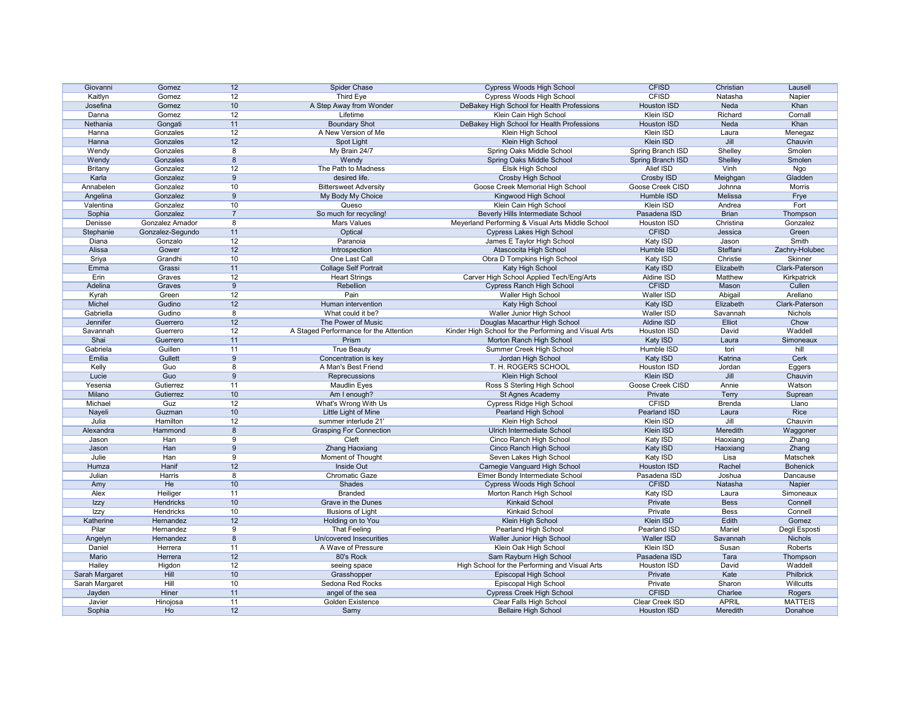| Giovanni | Gomez | 12 | Spider Chase | Cypress Woods High School | CFISD | Christian | Lausell |
|---|---|---|---|---|---|---|---|
| Kaitlyn | Gomez | 12 | Third Eye | Cypress Woods High School | CFISD | Natasha | Napier |
| Josefina | Gomez | 10 | A Step Away from Wonder | DeBakey High School for Health Professions | Houston ISD | Neda | Khan |
| Danna | Gomez | 12 | Lifetime | Klein Cain High School | Klein ISD | Richard | Cornall |
| Nethania | Gongati | 11 | Boundary Shot | DeBakey High School for Health Professions | Houston ISD | Neda | Khan |
| Hanna | Gonzales | 12 | A New Version of Me | Klein High School | Klein ISD | Laura | Menegaz |
| Hanna | Gonzales | 12 | Spot Light | Klein High School | Klein ISD | Jill | Chauvin |
| Wendy | Gonzales | 8 | My Brain 24/7 | Spring Oaks Middle School | Spring Branch ISD | Shelley | Smolen |
| Wendy | Gonzales | 8 | Wendy | Spring Oaks Middle School | Spring Branch ISD | Shelley | Smolen |
| Britany | Gonzalez | 12 | The Path to Madness | Elsik High School | Alief ISD | Vinh | Ngo |
| Karla | Gonzalez | 9 | desired life. | Crosby High School | Crosby ISD | Meighgan | Gladden |
| Annabelen | Gonzalez | 10 | Bittersweet Adversity | Goose Creek Memorial High School | Goose Creek CISD | Johnna | Morris |
| Angelina | Gonzalez | 9 | My Body My Choice | Kingwood High School | Humble ISD | Melissa | Frye |
| Valentina | Gonzalez | 10 | Queso | Klein Cain High School | Klein ISD | Andrea | Fort |
| Sophia | Gonzalez | 7 | So much for recycling! | Beverly Hills Intermediate School | Pasadena ISD | Brian | Thompson |
| Denisse | Gonzalez Amador | 8 | Mars Values | Meyerland Performing & Visual Arts Middle School | Houston ISD | Christina | Gonzalez |
| Stephanie | Gonzalez-Segundo | 11 | Optical | Cypress Lakes High School | CFISD | Jessica | Green |
| Diana | Gonzalo | 12 | Paranoia | James E Taylor High School | Katy ISD | Jason | Smith |
| Alissa | Gower | 12 | Introspection | Atascocita High School | Humble ISD | Steffani | Zachry-Holubec |
| Sriya | Grandhi | 10 | One Last Call | Obra D Tompkins High School | Katy ISD | Christie | Skinner |
| Emma | Grassi | 11 | Collage Self Portrait | Katy High School | Katy ISD | Elizabeth | Clark-Paterson |
| Erin | Graves | 12 | Heart Strings | Carver High School Applied Tech/Eng/Arts | Aldine ISD | Matthew | Kirkpatrick |
| Adelina | Graves | 9 | Rebellion | Cypress Ranch High School | CFISD | Mason | Cullen |
| Kyrah | Green | 12 | Pain | Waller High School | Waller ISD | Abigail | Arellano |
| Michel | Gudino | 12 | Human intervention | Katy High School | Katy ISD | Elizabeth | Clark-Paterson |
| Gabriella | Gudino | 8 | What could it be? | Waller Junior High School | Waller ISD | Savannah | Nichols |
| Jennifer | Guerrero | 12 | The Power of Music | Douglas Macarthur High School | Aldine ISD | Elliot | Chow |
| Savannah | Guerrero | 12 | A Staged Performance for the Attention | Kinder High School for the Performing and Visual Arts | Houston ISD | David | Waddell |
| Shai | Guerrero | 11 | Prism | Morton Ranch High School | Katy ISD | Laura | Simoneaux |
| Gabriela | Guillen | 11 | True Beauty | Summer Creek High School | Humble ISD | tori | hill |
| Emilia | Gullett | 9 | Concentration is key | Jordan High School | Katy ISD | Katrina | Cerk |
| Kelly | Guo | 8 | A Man's Best Friend | T. H. ROGERS SCHOOL | Houston ISD | Jordan | Eggers |
| Lucie | Guo | 9 | Reprecussions | Klein High School | Klein ISD | Jill | Chauvin |
| Yesenia | Gutierrez | 11 | Maudlin Eyes | Ross S Sterling High School | Goose Creek CISD | Annie | Watson |
| Milano | Gutierrez | 10 | Am I enough? | St Agnes Academy | Private | Terry | Suprean |
| Michael | Guz | 12 | What's Wrong With Us | Cypress Ridge High School | CFISD | Brenda | Llano |
| Nayeli | Guzman | 10 | Little Light of Mine | Pearland High School | Pearland ISD | Laura | Rice |
| Julia | Hamilton | 12 | summer interlude 21' | Klein High School | Klein ISD | Jill | Chauvin |
| Alexandra | Hammond | 8 | Grasping For Connection | Ulrich Intermediate School | Klein ISD | Meredith | Waggoner |
| Jason | Han | 9 | Cleft | Cinco Ranch High School | Katy ISD | Haoxiang | Zhang |
| Jason | Han | 9 | Zhang Haoxiang | Cinco Ranch High School | Katy ISD | Haoxiang | Zhang |
| Julie | Han | 9 | Moment of Thought | Seven Lakes High School | Katy ISD | Lisa | Matschek |
| Humza | Hanif | 12 | Inside Out | Carnegie Vanguard High School | Houston ISD | Rachel | Bohenick |
| Julian | Harris | 8 | Chromatic Gaze | Elmer Bondy Intermediate School | Pasadena ISD | Joshua | Dancause |
| Amy | He | 10 | Shades | Cypress Woods High School | CFISD | Natasha | Napier |
| Alex | Heiliger | 11 | Branded | Morton Ranch High School | Katy ISD | Laura | Simoneaux |
| Izzy | Hendricks | 10 | Grave in the Dunes | Kinkaid School | Private | Bess | Connell |
| Izzy | Hendricks | 10 | Illusions of Light | Kinkaid School | Private | Bess | Connell |
| Katherine | Hernandez | 12 | Holding on to You | Klein High School | Klein ISD | Edith | Gomez |
| Pilar | Hernandez | 9 | That Feeling | Pearland High School | Pearland ISD | Mariel | Degli Esposti |
| Angelyn | Hernandez | 8 | Un/covered Insecurities | Waller Junior High School | Waller ISD | Savannah | Nichols |
| Daniel | Herrera | 11 | A Wave of Pressure | Klein Oak High School | Klein ISD | Susan | Roberts |
| Mario | Herrera | 12 | 80's Rock | Sam Rayburn High School | Pasadena ISD | Tara | Thompson |
| Hailey | Higdon | 12 | seeing space | High School for the Performing and Visual Arts | Houston ISD | David | Waddell |
| Sarah Margaret | Hill | 10 | Grasshopper | Episcopal High School | Private | Kate | Philbrick |
| Sarah Margaret | Hill | 10 | Sedona Red Rocks | Episcopal High School | Private | Sharon | Willcutts |
| Jayden | Hiner | 11 | angel of the sea | Cypress Creek High School | CFISD | Charlee | Rogers |
| Javier | Hinojosa | 11 | Golden Existence | Clear Falls High School | Clear Creek ISD | APRIL | MATTEIS |
| Sophia | Ho | 12 | Samy | Bellaire High School | Houston ISD | Meredith | Donahoe |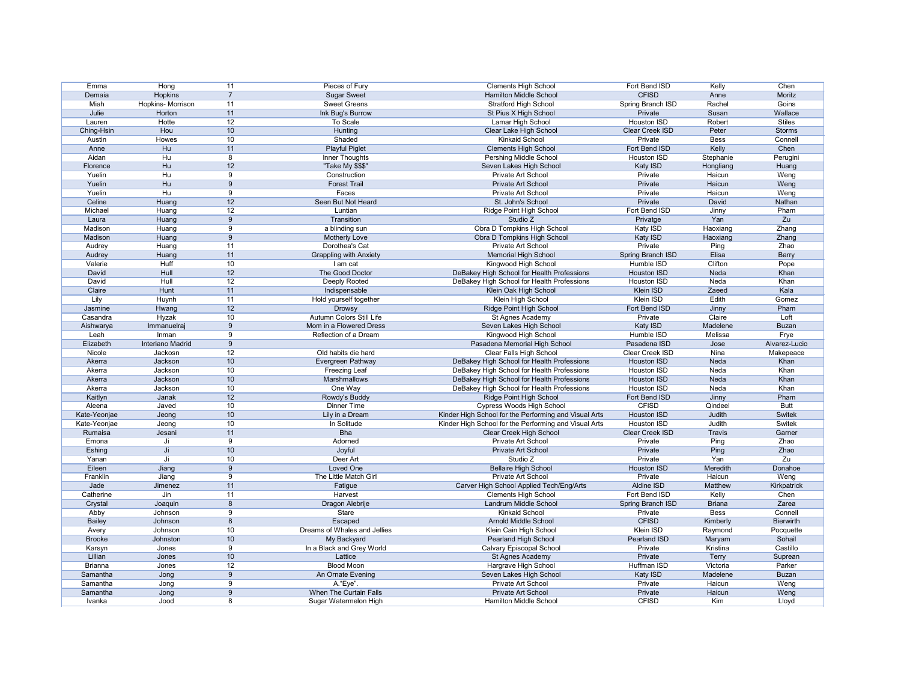| | | | | | | | |
|---|---|---|---|---|---|---|---|
| Emma | Hong | 11 | Pieces of Fury | Clements High School | Fort Bend ISD | Kelly | Chen |
| Demaia | Hopkins | 7 | Sugar Sweet | Hamilton Middle School | CFISD | Anne | Moritz |
| Miah | Hopkins- Morrison | 11 | Sweet Greens | Stratford High School | Spring Branch ISD | Rachel | Goins |
| Julie | Horton | 11 | Ink Bug's Burrow | St Pius X High School | Private | Susan | Wallace |
| Lauren | Hotte | 12 | To Scale | Lamar High School | Houston ISD | Robert | Stiles |
| Ching-Hsin | Hou | 10 | Hunting | Clear Lake High School | Clear Creek ISD | Peter | Storms |
| Austin | Howes | 10 | Shaded | Kinkaid School | Private | Bess | Connell |
| Anne | Hu | 11 | Playful Piglet | Clements High School | Fort Bend ISD | Kelly | Chen |
| Aidan | Hu | 8 | Inner Thoughts | Pershing Middle School | Houston ISD | Stephanie | Perugini |
| Florence | Hu | 12 | "Take My $$$" | Seven Lakes High School | Katy ISD | Hongliang | Huang |
| Yuelin | Hu | 9 | Construction | Private Art School | Private | Haicun | Weng |
| Yuelin | Hu | 9 | Forest Trail | Private Art School | Private | Haicun | Weng |
| Yuelin | Hu | 9 | Faces | Private Art School | Private | Haicun | Weng |
| Celine | Huang | 12 | Seen But Not Heard | St. John's School | Private | David | Nathan |
| Michael | Huang | 12 | Luntian | Ridge Point High School | Fort Bend ISD | Jinny | Pham |
| Laura | Huang | 9 | Transition | Studio Z | Privatge | Yan | Zu |
| Madison | Huang | 9 | a blinding sun | Obra D Tompkins High School | Katy ISD | Haoxiang | Zhang |
| Madison | Huang | 9 | Motherly Love | Obra D Tompkins High School | Katy ISD | Haoxiang | Zhang |
| Audrey | Huang | 11 | Dorothea's Cat | Private Art School | Private | Ping | Zhao |
| Audrey | Huang | 11 | Grappling with Anxiety | Memorial High School | Spring Branch ISD | Elisa | Barry |
| Valerie | Huff | 10 | I am cat | Kingwood High School | Humble ISD | Clifton | Pope |
| David | Hull | 12 | The Good Doctor | DeBakey High School for Health Professions | Houston ISD | Neda | Khan |
| David | Hull | 12 | Deeply Rooted | DeBakey High School for Health Professions | Houston ISD | Neda | Khan |
| Claire | Hunt | 11 | Indispensable | Klein Oak High School | Klein ISD | Zaeed | Kala |
| Lily | Huynh | 11 | Hold yourself together | Klein High School | Klein ISD | Edith | Gomez |
| Jasmine | Hwang | 12 | Drowsy | Ridge Point High School | Fort Bend ISD | Jinny | Pham |
| Casandra | Hyzak | 10 | Autumn Colors Still Life | St Agnes Academy | Private | Claire | Loft |
| Aishwarya | Immanuelraj | 9 | Mom in a Flowered Dress | Seven Lakes High School | Katy ISD | Madelene | Buzan |
| Leah | Inman | 9 | Reflection of a Dream | Kingwood High School | Humble ISD | Melissa | Frye |
| Elizabeth | Interiano Madrid | 9 | | Pasadena Memorial High School | Pasadena ISD | Jose | Alvarez-Lucio |
| Nicole | Jackosn | 12 | Old habits die hard | Clear Falls High School | Clear Creek ISD | Nina | Makepeace |
| Akerra | Jackson | 10 | Evergreen Pathway | DeBakey High School for Health Professions | Houston ISD | Neda | Khan |
| Akerra | Jackson | 10 | Freezing Leaf | DeBakey High School for Health Professions | Houston ISD | Neda | Khan |
| Akerra | Jackson | 10 | Marshmallows | DeBakey High School for Health Professions | Houston ISD | Neda | Khan |
| Akerra | Jackson | 10 | One Way | DeBakey High School for Health Professions | Houston ISD | Neda | Khan |
| Kaitlyn | Janak | 12 | Rowdy's Buddy | Ridge Point High School | Fort Bend ISD | Jinny | Pham |
| Aleena | Javed | 10 | Dinner Time | Cypress Woods High School | CFISD | Qindeel | Butt |
| Kate-Yeonjae | Jeong | 10 | Lily in a Dream | Kinder High School for the Performing and Visual Arts | Houston ISD | Judith | Switek |
| Kate-Yeonjae | Jeong | 10 | In Solitude | Kinder High School for the Performing and Visual Arts | Houston ISD | Judith | Switek |
| Rumaisa | Jesani | 11 | Bha | Clear Creek High School | Clear Creek ISD | Travis | Garner |
| Emona | Ji | 9 | Adorned | Private Art School | Private | Ping | Zhao |
| Eshing | Ji | 10 | Joyful | Private Art School | Private | Ping | Zhao |
| Yanan | Ji | 10 | Deer Art | Studio Z | Private | Yan | Zu |
| Eileen | Jiang | 9 | Loved One | Bellaire High School | Houston ISD | Meredith | Donahoe |
| Franklin | Jiang | 9 | The Little Match Girl | Private Art School | Private | Haicun | Weng |
| Jade | Jimenez | 11 | Fatigue | Carver High School Applied Tech/Eng/Arts | Aldine ISD | Matthew | Kirkpatrick |
| Catherine | Jin | 11 | Harvest | Clements High School | Fort Bend ISD | Kelly | Chen |
| Crystal | Joaquin | 8 | Dragon Alebrije | Landrum Middle School | Spring Branch ISD | Briana | Zarea |
| Abby | Johnson | 9 | Stare | Kinkaid School | Private | Bess | Connell |
| Bailey | Johnson | 8 | Escaped | Arnold Middle School | CFISD | Kimberly | Bierwirth |
| Avery | Johnson | 10 | Dreams of Whales and Jellies | Klein Cain High School | Klein ISD | Raymond | Pocquette |
| Brooke | Johnston | 10 | My Backyard | Pearland High School | Pearland ISD | Maryam | Sohail |
| Karsyn | Jones | 9 | In a Black and Grey World | Calvary Episcopal School | Private | Kristina | Castillo |
| Lillian | Jones | 10 | Lattice | St Agnes Academy | Private | Terry | Suprean |
| Brianna | Jones | 12 | Blood Moon | Hargrave High School | Huffman ISD | Victoria | Parker |
| Samantha | Jong | 9 | An Ornate Evening | Seven Lakes High School | Katy ISD | Madelene | Buzan |
| Samantha | Jong | 9 | A."Eye". | Private Art School | Private | Haicun | Weng |
| Samantha | Jong | 9 | When The Curtain Falls | Private Art School | Private | Haicun | Weng |
| Ivanka | Jood | 8 | Sugar Watermelon High | Hamilton Middle School | CFISD | Kim | Lloyd |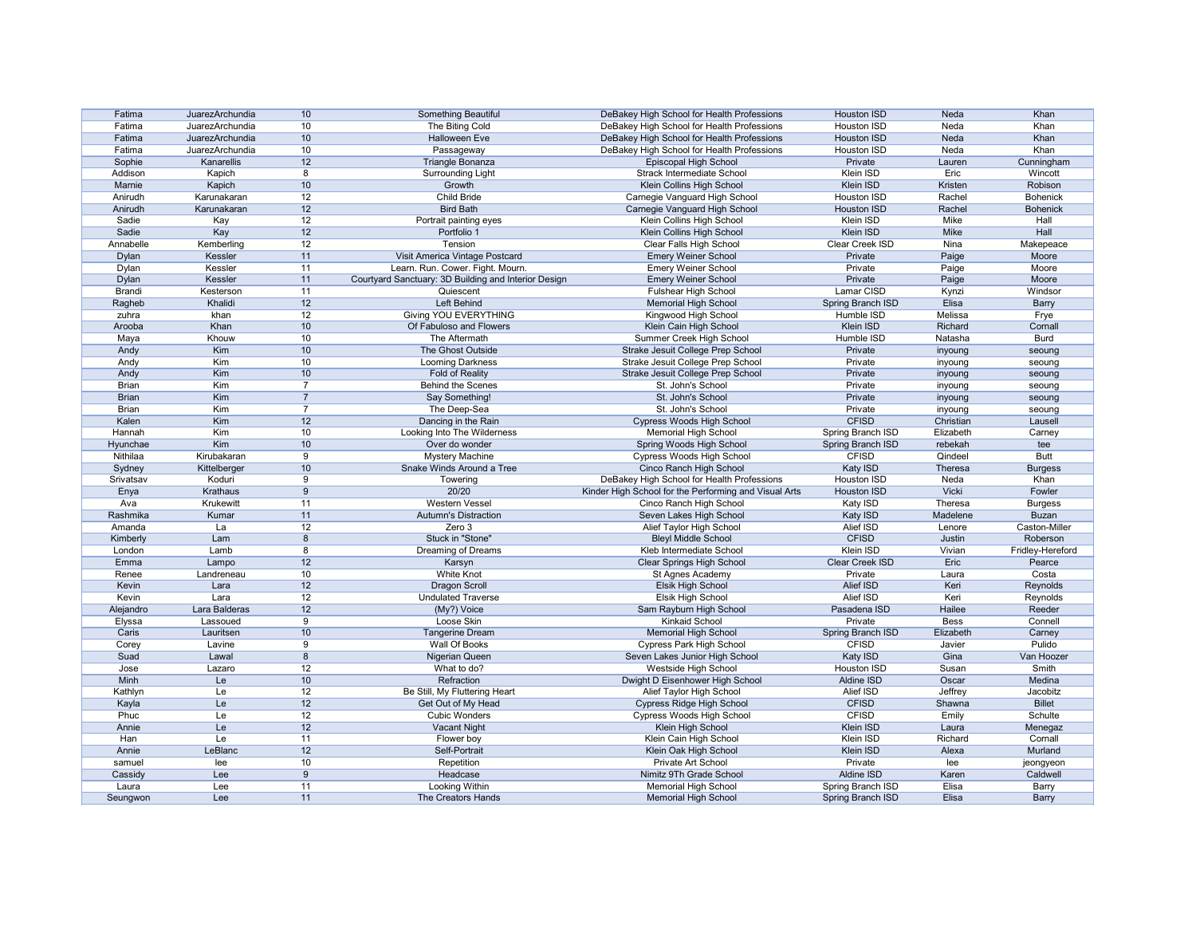| | | | | | | | |
|---|---|---|---|---|---|---|---|
| Fatima | JuarezArchundia | 10 | Something Beautiful | DeBakey High School for Health Professions | Houston ISD | Neda | Khan |
| Fatima | JuarezArchundia | 10 | The Biting Cold | DeBakey High School for Health Professions | Houston ISD | Neda | Khan |
| Fatima | JuarezArchundia | 10 | Halloween Eve | DeBakey High School for Health Professions | Houston ISD | Neda | Khan |
| Fatima | JuarezArchundia | 10 | Passageway | DeBakey High School for Health Professions | Houston ISD | Neda | Khan |
| Sophie | Kanarellis | 12 | Triangle Bonanza | Episcopal High School | Private | Lauren | Cunningham |
| Addison | Kapich | 8 | Surrounding Light | Strack Intermediate School | Klein ISD | Eric | Wincott |
| Marnie | Kapich | 10 | Growth | Klein Collins High School | Klein ISD | Kristen | Robison |
| Anirudh | Karunakaran | 12 | Child Bride | Carnegie Vanguard High School | Houston ISD | Rachel | Bohenick |
| Anirudh | Karunakaran | 12 | Bird Bath | Carnegie Vanguard High School | Houston ISD | Rachel | Bohenick |
| Sadie | Kay | 12 | Portrait painting eyes | Klein Collins High School | Klein ISD | Mike | Hall |
| Sadie | Kay | 12 | Portfolio 1 | Klein Collins High School | Klein ISD | Mike | Hall |
| Annabelle | Kemberling | 12 | Tension | Clear Falls High School | Clear Creek ISD | Nina | Makepeace |
| Dylan | Kessler | 11 | Visit America Vintage Postcard | Emery Weiner School | Private | Paige | Moore |
| Dylan | Kessler | 11 | Learn. Run. Cower. Fight. Mourn. | Emery Weiner School | Private | Paige | Moore |
| Dylan | Kessler | 11 | Courtyard Sanctuary: 3D Building and Interior Design | Emery Weiner School | Private | Paige | Moore |
| Brandi | Kesterson | 11 | Quiescent | Fulshear High School | Lamar CISD | Kynzi | Windsor |
| Ragheb | Khalidi | 12 | Left Behind | Memorial High School | Spring Branch ISD | Elisa | Barry |
| zuhra | khan | 12 | Giving YOU EVERYTHING | Kingwood High School | Humble ISD | Melissa | Frye |
| Arooba | Khan | 10 | Of Fabuloso and Flowers | Klein Cain High School | Klein ISD | Richard | Cornall |
| Maya | Khouw | 10 | The Aftermath | Summer Creek High School | Humble ISD | Natasha | Burd |
| Andy | Kim | 10 | The Ghost Outside | Strake Jesuit College Prep School | Private | inyoung | seoung |
| Andy | Kim | 10 | Looming Darkness | Strake Jesuit College Prep School | Private | inyoung | seoung |
| Andy | Kim | 10 | Fold of Reality | Strake Jesuit College Prep School | Private | inyoung | seoung |
| Brian | Kim | 7 | Behind the Scenes | St. John's School | Private | inyoung | seoung |
| Brian | Kim | 7 | Say Something! | St. John's School | Private | inyoung | seoung |
| Brian | Kim | 7 | The Deep-Sea | St. John's School | Private | inyoung | seoung |
| Kalen | Kim | 12 | Dancing in the Rain | Cypress Woods High School | CFISD | Christian | Lausell |
| Hannah | Kim | 10 | Looking Into The Wilderness | Memorial High School | Spring Branch ISD | Elizabeth | Carney |
| Hyunchae | Kim | 10 | Over do wonder | Spring Woods High School | Spring Branch ISD | rebekah | tee |
| Nithilaa | Kirubakaran | 9 | Mystery Machine | Cypress Woods High School | CFISD | Qindeel | Butt |
| Sydney | Kittelberger | 10 | Snake Winds Around a Tree | Cinco Ranch High School | Katy ISD | Theresa | Burgess |
| Srivatsav | Koduri | 9 | Towering | DeBakey High School for Health Professions | Houston ISD | Neda | Khan |
| Enya | Krathaus | 9 | 20/20 | Kinder High School for the Performing and Visual Arts | Houston ISD | Vicki | Fowler |
| Ava | Krukewitt | 11 | Western Vessel | Cinco Ranch High School | Katy ISD | Theresa | Burgess |
| Rashmika | Kumar | 11 | Autumn's Distraction | Seven Lakes High School | Katy ISD | Madelene | Buzan |
| Amanda | La | 12 | Zero 3 | Alief Taylor High School | Alief ISD | Lenore | Caston-Miller |
| Kimberly | Lam | 8 | Stuck in "Stone" | Bleyl Middle School | CFISD | Justin | Roberson |
| London | Lamb | 8 | Dreaming of Dreams | Kleb Intermediate School | Klein ISD | Vivian | Fridley-Hereford |
| Emma | Lampo | 12 | Karsyn | Clear Springs High School | Clear Creek ISD | Eric | Pearce |
| Renee | Landreneau | 10 | White Knot | St Agnes Academy | Private | Laura | Costa |
| Kevin | Lara | 12 | Dragon Scroll | Elsik High School | Alief ISD | Keri | Reynolds |
| Kevin | Lara | 12 | Undulated Traverse | Elsik High School | Alief ISD | Keri | Reynolds |
| Alejandro | Lara Balderas | 12 | (My?) Voice | Sam Rayburn High School | Pasadena ISD | Hailee | Reeder |
| Elyssa | Lassoued | 9 | Loose Skin | Kinkaid School | Private | Bess | Connell |
| Caris | Lauritsen | 10 | Tangerine Dream | Memorial High School | Spring Branch ISD | Elizabeth | Carney |
| Corey | Lavine | 9 | Wall Of Books | Cypress Park High School | CFISD | Javier | Pulido |
| Suad | Lawal | 8 | Nigerian Queen | Seven Lakes Junior High School | Katy ISD | Gina | Van Hoozer |
| Jose | Lazaro | 12 | What to do? | Westside High School | Houston ISD | Susan | Smith |
| Minh | Le | 10 | Refraction | Dwight D Eisenhower High School | Aldine ISD | Oscar | Medina |
| Kathlyn | Le | 12 | Be Still, My Fluttering Heart | Alief Taylor High School | Alief ISD | Jeffrey | Jacobitz |
| Kayla | Le | 12 | Get Out of My Head | Cypress Ridge High School | CFISD | Shawna | Billet |
| Phuc | Le | 12 | Cubic Wonders | Cypress Woods High School | CFISD | Emily | Schulte |
| Annie | Le | 12 | Vacant Night | Klein High School | Klein ISD | Laura | Menegaz |
| Han | Le | 11 | Flower boy | Klein Cain High School | Klein ISD | Richard | Cornall |
| Annie | LeBlanc | 12 | Self-Portrait | Klein Oak High School | Klein ISD | Alexa | Murland |
| samuel | lee | 10 | Repetition | Private Art School | Private | lee | jeongyeon |
| Cassidy | Lee | 9 | Headcase | Nimitz 9Th Grade School | Aldine ISD | Karen | Caldwell |
| Laura | Lee | 11 | Looking Within | Memorial High School | Spring Branch ISD | Elisa | Barry |
| Seungwon | Lee | 11 | The Creators Hands | Memorial High School | Spring Branch ISD | Elisa | Barry |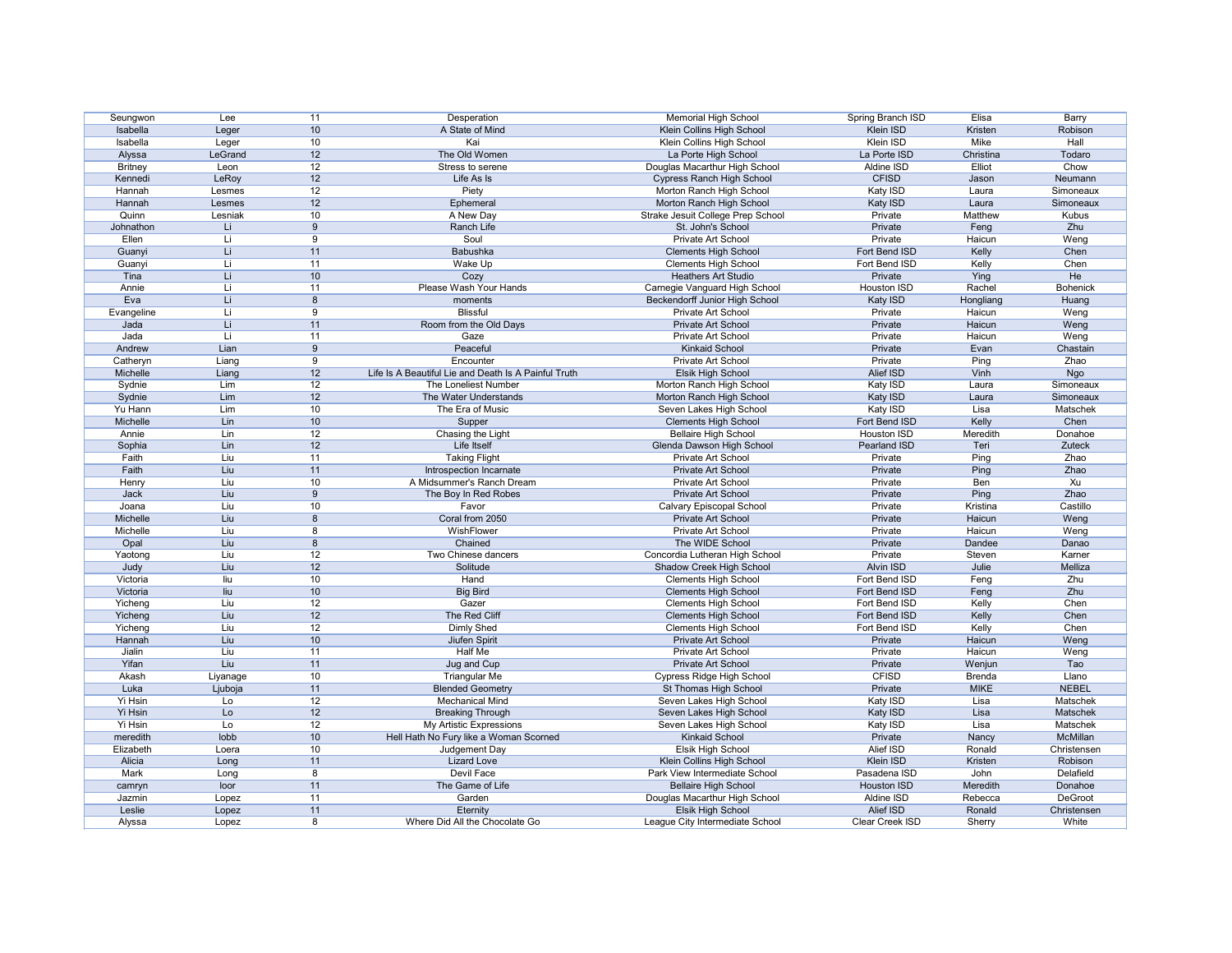| Seungwon | Lee | 11 | Desperation | Memorial High School | Spring Branch ISD | Elisa | Barry |
|---|---|---|---|---|---|---|---|
| Isabella | Leger | 10 | A State of Mind | Klein Collins High School | Klein ISD | Kristen | Robison |
| Isabella | Leger | 10 | Kai | Klein Collins High School | Klein ISD | Mike | Hall |
| Alyssa | LeGrand | 12 | The Old Women | La Porte High School | La Porte ISD | Christina | Todaro |
| Britney | Leon | 12 | Stress to serene | Douglas Macarthur High School | Aldine ISD | Elliot | Chow |
| Kennedi | LeRoy | 12 | Life As Is | Cypress Ranch High School | CFISD | Jason | Neumann |
| Hannah | Lesmes | 12 | Piety | Morton Ranch High School | Katy ISD | Laura | Simoneaux |
| Hannah | Lesmes | 12 | Ephemeral | Morton Ranch High School | Katy ISD | Laura | Simoneaux |
| Quinn | Lesniak | 10 | A New Day | Strake Jesuit College Prep School | Private | Matthew | Kubus |
| Johnathon | Li | 9 | Ranch Life | St. John's School | Private | Feng | Zhu |
| Ellen | Li | 9 | Soul | Private Art School | Private | Haicun | Weng |
| Guanyi | Li | 11 | Babushka | Clements High School | Fort Bend ISD | Kelly | Chen |
| Guanyi | Li | 11 | Wake Up | Clements High School | Fort Bend ISD | Kelly | Chen |
| Tina | Li | 10 | Cozy | Heathers Art Studio | Private | Ying | He |
| Annie | Li | 11 | Please Wash Your Hands | Carnegie Vanguard High School | Houston ISD | Rachel | Bohenick |
| Eva | Li | 8 | moments | Beckendorff Junior High School | Katy ISD | Hongliang | Huang |
| Evangeline | Li | 9 | Blissful | Private Art School | Private | Haicun | Weng |
| Jada | Li | 11 | Room from the Old Days | Private Art School | Private | Haicun | Weng |
| Jada | Li | 11 | Gaze | Private Art School | Private | Haicun | Weng |
| Andrew | Lian | 9 | Peaceful | Kinkaid School | Private | Evan | Chastain |
| Catheryn | Liang | 9 | Encounter | Private Art School | Private | Ping | Zhao |
| Michelle | Liang | 12 | Life Is A Beautiful Lie and Death Is A Painful Truth | Elsik High School | Alief ISD | Vinh | Ngo |
| Sydnie | Lim | 12 | The Loneliest Number | Morton Ranch High School | Katy ISD | Laura | Simoneaux |
| Sydnie | Lim | 12 | The Water Understands | Morton Ranch High School | Katy ISD | Laura | Simoneaux |
| Yu Hann | Lim | 10 | The Era of Music | Seven Lakes High School | Katy ISD | Lisa | Matschek |
| Michelle | Lin | 10 | Supper | Clements High School | Fort Bend ISD | Kelly | Chen |
| Annie | Lin | 12 | Chasing the Light | Bellaire High School | Houston ISD | Meredith | Donahoe |
| Sophia | Lin | 12 | Life Itself | Glenda Dawson High School | Pearland ISD | Teri | Zuteck |
| Faith | Liu | 11 | Taking Flight | Private Art School | Private | Ping | Zhao |
| Faith | Liu | 11 | Introspection Incarnate | Private Art School | Private | Ping | Zhao |
| Henry | Liu | 10 | A Midsummer's Ranch Dream | Private Art School | Private | Ben | Xu |
| Jack | Liu | 9 | The Boy In Red Robes | Private Art School | Private | Ping | Zhao |
| Joana | Liu | 10 | Favor | Calvary Episcopal School | Private | Kristina | Castillo |
| Michelle | Liu | 8 | Coral from 2050 | Private Art School | Private | Haicun | Weng |
| Michelle | Liu | 8 | WishFlower | Private Art School | Private | Haicun | Weng |
| Opal | Liu | 8 | Chained | The WIDE School | Private | Dandee | Danao |
| Yaotong | Liu | 12 | Two Chinese dancers | Concordia Lutheran High School | Private | Steven | Karner |
| Judy | Liu | 12 | Solitude | Shadow Creek High School | Alvin ISD | Julie | Melliza |
| Victoria | liu | 10 | Hand | Clements High School | Fort Bend ISD | Feng | Zhu |
| Victoria | liu | 10 | Big Bird | Clements High School | Fort Bend ISD | Feng | Zhu |
| Yicheng | Liu | 12 | Gazer | Clements High School | Fort Bend ISD | Kelly | Chen |
| Yicheng | Liu | 12 | The Red Cliff | Clements High School | Fort Bend ISD | Kelly | Chen |
| Yicheng | Liu | 12 | Dimly Shed | Clements High School | Fort Bend ISD | Kelly | Chen |
| Hannah | Liu | 10 | Jiufen Spirit | Private Art School | Private | Haicun | Weng |
| Jialin | Liu | 11 | Half Me | Private Art School | Private | Haicun | Weng |
| Yifan | Liu | 11 | Jug and Cup | Private Art School | Private | Wenjun | Tao |
| Akash | Liyanage | 10 | Triangular Me | Cypress Ridge High School | CFISD | Brenda | Llano |
| Luka | Ljuboja | 11 | Blended Geometry | St Thomas High School | Private | MIKE | NEBEL |
| Yi Hsin | Lo | 12 | Mechanical Mind | Seven Lakes High School | Katy ISD | Lisa | Matschek |
| Yi Hsin | Lo | 12 | Breaking Through | Seven Lakes High School | Katy ISD | Lisa | Matschek |
| Yi Hsin | Lo | 12 | My Artistic Expressions | Seven Lakes High School | Katy ISD | Lisa | Matschek |
| meredith | lobb | 10 | Hell Hath No Fury like a Woman Scorned | Kinkaid School | Private | Nancy | McMillan |
| Elizabeth | Loera | 10 | Judgement Day | Elsik High School | Alief ISD | Ronald | Christensen |
| Alicia | Long | 11 | Lizard Love | Klein Collins High School | Klein ISD | Kristen | Robison |
| Mark | Long | 8 | Devil Face | Park View Intermediate School | Pasadena ISD | John | Delafield |
| camryn | loor | 11 | The Game of Life | Bellaire High School | Houston ISD | Meredith | Donahoe |
| Jazmin | Lopez | 11 | Garden | Douglas Macarthur High School | Aldine ISD | Rebecca | DeGroot |
| Leslie | Lopez | 11 | Eternity | Elsik High School | Alief ISD | Ronald | Christensen |
| Alyssa | Lopez | 8 | Where Did All the Chocolate Go | League City Intermediate School | Clear Creek ISD | Sherry | White |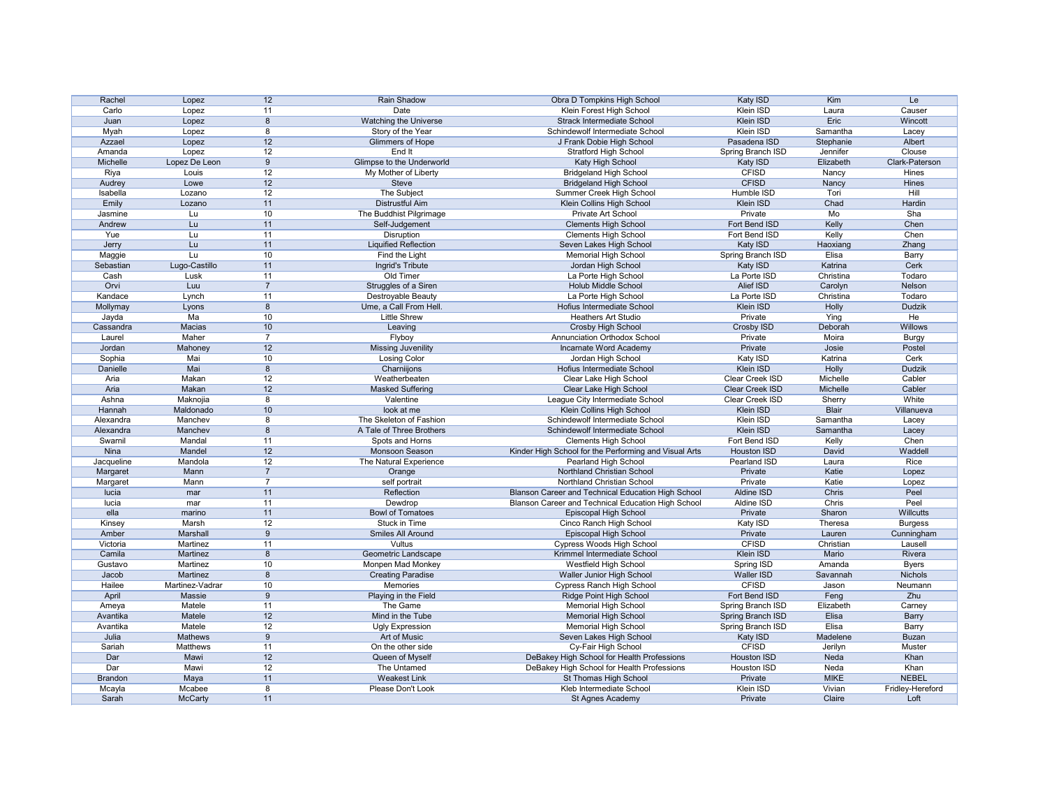| | | | | | | | |
|---|---|---|---|---|---|---|---|
| Rachel | Lopez | 12 | Rain Shadow | Obra D Tompkins High School | Katy ISD | Kim | Le |
| Carlo | Lopez | 11 | Date | Klein Forest High School | Klein ISD | Laura | Causer |
| Juan | Lopez | 8 | Watching the Universe | Strack Intermediate School | Klein ISD | Eric | Wincott |
| Myah | Lopez | 8 | Story of the Year | Schindewolf Intermediate School | Klein ISD | Samantha | Lacey |
| Azzael | Lopez | 12 | Glimmers of Hope | J Frank Dobie High School | Pasadena ISD | Stephanie | Albert |
| Amanda | Lopez | 12 | End It | Stratford High School | Spring Branch ISD | Jennifer | Clouse |
| Michelle | Lopez De Leon | 9 | Glimpse to the Underworld | Katy High School | Katy ISD | Elizabeth | Clark-Paterson |
| Riya | Louis | 12 | My Mother of Liberty | Bridgeland High School | CFISD | Nancy | Hines |
| Audrey | Lowe | 12 | Steve | Bridgeland High School | CFISD | Nancy | Hines |
| Isabella | Lozano | 12 | The Subject | Summer Creek High School | Humble ISD | Tori | Hill |
| Emily | Lozano | 11 | Distrustful Aim | Klein Collins High School | Klein ISD | Chad | Hardin |
| Jasmine | Lu | 10 | The Buddhist Pilgrimage | Private Art School | Private | Mo | Sha |
| Andrew | Lu | 11 | Self-Judgement | Clements High School | Fort Bend ISD | Kelly | Chen |
| Yue | Lu | 11 | Disruption | Clements High School | Fort Bend ISD | Kelly | Chen |
| Jerry | Lu | 11 | Liquified Reflection | Seven Lakes High School | Katy ISD | Haoxiang | Zhang |
| Maggie | Lu | 10 | Find the Light | Memorial High School | Spring Branch ISD | Elisa | Barry |
| Sebastian | Lugo-Castillo | 11 | Ingrid's Tribute | Jordan High School | Katy ISD | Katrina | Cerk |
| Cash | Lusk | 11 | Old Timer | La Porte High School | La Porte ISD | Christina | Todaro |
| Orvi | Luu | 7 | Struggles of a Siren | Holub Middle School | Alief ISD | Carolyn | Nelson |
| Kandace | Lynch | 11 | Destroyable Beauty | La Porte High School | La Porte ISD | Christina | Todaro |
| Mollymay | Lyons | 8 | Ume, a Call From Hell. | Hofius Intermediate School | Klein ISD | Holly | Dudzik |
| Jayda | Ma | 10 | Little Shrew | Heathers Art Studio | Private | Ying | He |
| Cassandra | Macias | 10 | Leaving | Crosby High School | Crosby ISD | Deborah | Willows |
| Laurel | Maher | 7 | Flyboy | Annunciation Orthodox School | Private | Moira | Burgy |
| Jordan | Mahoney | 12 | Missing Juvenility | Incarnate Word Academy | Private | Josie | Postel |
| Sophia | Mai | 10 | Losing Color | Jordan High School | Katy ISD | Katrina | Cerk |
| Danielle | Mai | 8 | Charniijons | Hofius Intermediate School | Klein ISD | Holly | Dudzik |
| Aria | Makan | 12 | Weatherbeaten | Clear Lake High School | Clear Creek ISD | Michelle | Cabler |
| Aria | Makan | 12 | Masked Suffering | Clear Lake High School | Clear Creek ISD | Michelle | Cabler |
| Ashna | Maknojia | 8 | Valentine | League City Intermediate School | Clear Creek ISD | Sherry | White |
| Hannah | Maldonado | 10 | look at me | Klein Collins High School | Klein ISD | Blair | Villanueva |
| Alexandra | Manchev | 8 | The Skeleton of Fashion | Schindewolf Intermediate School | Klein ISD | Samantha | Lacey |
| Alexandra | Manchev | 8 | A Tale of Three Brothers | Schindewolf Intermediate School | Klein ISD | Samantha | Lacey |
| Swarnil | Mandal | 11 | Spots and Horns | Clements High School | Fort Bend ISD | Kelly | Chen |
| Nina | Mandel | 12 | Monsoon Season | Kinder High School for the Performing and Visual Arts | Houston ISD | David | Waddell |
| Jacqueline | Mandola | 12 | The Natural Experience | Pearland High School | Pearland ISD | Laura | Rice |
| Margaret | Mann | 7 | Orange | Northland Christian School | Private | Katie | Lopez |
| Margaret | Mann | 7 | self portrait | Northland Christian School | Private | Katie | Lopez |
| lucia | mar | 11 | Reflection | Blanson Career and Technical Education High School | Aldine ISD | Chris | Peel |
| lucia | mar | 11 | Dewdrop | Blanson Career and Technical Education High School | Aldine ISD | Chris | Peel |
| ella | marino | 11 | Bowl of Tomatoes | Episcopal High School | Private | Sharon | Willcutts |
| Kinsey | Marsh | 12 | Stuck in Time | Cinco Ranch High School | Katy ISD | Theresa | Burgess |
| Amber | Marshall | 9 | Smiles All Around | Episcopal High School | Private | Lauren | Cunningham |
| Victoria | Martinez | 11 | Vultus | Cypress Woods High School | CFISD | Christian | Lausell |
| Camila | Martinez | 8 | Geometric Landscape | Krimmel Intermediate School | Klein ISD | Mario | Rivera |
| Gustavo | Martinez | 10 | Monpen Mad Monkey | Westfield High School | Spring ISD | Amanda | Byers |
| Jacob | Martinez | 8 | Creating Paradise | Waller Junior High School | Waller ISD | Savannah | Nichols |
| Hailee | Martinez-Vadrar | 10 | Memories | Cypress Ranch High School | CFISD | Jason | Neumann |
| April | Massie | 9 | Playing in the Field | Ridge Point High School | Fort Bend ISD | Feng | Zhu |
| Ameya | Matele | 11 | The Game | Memorial High School | Spring Branch ISD | Elizabeth | Carney |
| Avantika | Matele | 12 | Mind in the Tube | Memorial High School | Spring Branch ISD | Elisa | Barry |
| Avantika | Matele | 12 | Ugly Expression | Memorial High School | Spring Branch ISD | Elisa | Barry |
| Julia | Mathews | 9 | Art of Music | Seven Lakes High School | Katy ISD | Madelene | Buzan |
| Sariah | Matthews | 11 | On the other side | Cy-Fair High School | CFISD | Jerilyn | Muster |
| Dar | Mawi | 12 | Queen of Myself | DeBakey High School for Health Professions | Houston ISD | Neda | Khan |
| Dar | Mawi | 12 | The Untamed | DeBakey High School for Health Professions | Houston ISD | Neda | Khan |
| Brandon | Maya | 11 | Weakest Link | St Thomas High School | Private | MIKE | NEBEL |
| Mcayla | Mcabee | 8 | Please Don't Look | Kleb Intermediate School | Klein ISD | Vivian | Fridley-Hereford |
| Sarah | McCarty | 11 | | St Agnes Academy | Private | Claire | Loft |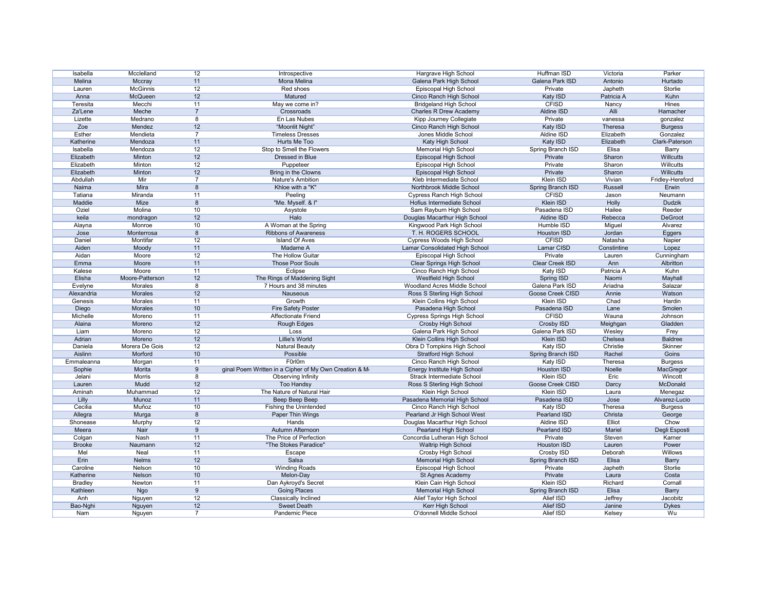| | | | | | | | |
|---|---|---|---|---|---|---|---|
| Isabella | Mcclelland | 12 | Introspective | Hargrave High School | Huffman ISD | Victoria | Parker |
| Melina | Mccray | 11 | Mona Melina | Galena Park High School | Galena Park ISD | Antonio | Hurtado |
| Lauren | McGinnis | 12 | Red shoes | Episcopal High School | Private | Japheth | Storlie |
| Anna | McQueen | 12 | Matured | Cinco Ranch High School | Katy ISD | Patricia A | Kuhn |
| Teresita | Mecchi | 11 | May we come in? | Bridgeland High School | CFISD | Nancy | Hines |
| Za'Lene | Meche | 7 | Crossroads | Charles R Drew Academy | Aldine ISD | Alli | Hamacher |
| Lizette | Medrano | 8 | En Las Nubes | Kipp Journey Collegiate | Private | vanessa | gonzalez |
| Zoe | Mendez | 12 | “Moonlit Night” | Cinco Ranch High School | Katy ISD | Theresa | Burgess |
| Esther | Mendieta | 7 | Timeless Dresses | Jones Middle School | Aldine ISD | Elizabeth | Gonzalez |
| Katherine | Mendoza | 11 | Hurts Me Too | Katy High School | Katy ISD | Elizabeth | Clark-Paterson |
| Isabella | Mendoza | 12 | Stop to Smell the Flowers | Memorial High School | Spring Branch ISD | Elisa | Barry |
| Elizabeth | Minton | 12 | Dressed in Blue | Episcopal High School | Private | Sharon | Willcutts |
| Elizabeth | Minton | 12 | Puppeteer | Episcopal High School | Private | Sharon | Willcutts |
| Elizabeth | Minton | 12 | Bring in the Clowns | Episcopal High School | Private | Sharon | Willcutts |
| Abdullah | Mir | 7 | Nature's Ambition | Kleb Intermediate School | Klein ISD | Vivian | Fridley-Hereford |
| Naima | Mira | 8 | Khloe with a "K" | Northbrook Middle School | Spring Branch ISD | Russell | Erwin |
| Tatiana | Miranda | 11 | Peeling | Cypress Ranch High School | CFISD | Jason | Neumann |
| Maddie | Mize | 8 | "Me. Myself. & I" | Hofius Intermediate School | Klein ISD | Holly | Dudzik |
| Oziel | Molina | 10 | Asystole | Sam Rayburn High School | Pasadena ISD | Hailee | Reeder |
| keila | mondragon | 12 | Halo | Douglas Macarthur High School | Aldine ISD | Rebecca | DeGroot |
| Alayna | Monroe | 10 | A Woman at the Spring | Kingwood Park High School | Humble ISD | Miguel | Alvarez |
| Jose | Monterrosa | 8 | Ribbons of Awareness | T. H. ROGERS SCHOOL | Houston ISD | Jordan | Eggers |
| Daniel | Montifar | 12 | Island Of Aves | Cypress Woods High School | CFISD | Natasha | Napier |
| Aiden | Moody | 11 | Madame A | Lamar Consolidated High School | Lamar CISD | Constintine | Lopez |
| Aidan | Moore | 12 | The Hollow Guitar | Episcopal High School | Private | Lauren | Cunningham |
| Emma | Moore | 11 | Those Poor Souls | Clear Springs High School | Clear Creek ISD | Ann | Albritton |
| Kalese | Moore | 11 | Eclipse | Cinco Ranch High School | Katy ISD | Patricia A | Kuhn |
| Elisha | Moore-Patterson | 12 | The Rings of Maddening Sight | Westfield High School | Spring ISD | Naomi | Mayhall |
| Evelyne | Morales | 8 | 7 Hours and 38 minutes | Woodland Acres Middle School | Galena Park ISD | Ariadna | Salazar |
| Alexandria | Morales | 12 | Nauseous | Ross S Sterling High School | Goose Creek CISD | Annie | Watson |
| Genesis | Morales | 11 | Growth | Klein Collins High School | Klein ISD | Chad | Hardin |
| Diego | Morales | 10 | Fire Safety Poster | Pasadena High School | Pasadena ISD | Lane | Smolen |
| Michelle | Moreno | 11 | Affectionate Friend | Cypress Springs High School | CFISD | Wauna | Johnson |
| Alaina | Moreno | 12 | Rough Edges | Crosby High School | Crosby ISD | Meighgan | Gladden |
| Liam | Moreno | 12 | Loss | Galena Park High School | Galena Park ISD | Wesley | Frey |
| Adrian | Moreno | 12 | Lillie's World | Klein Collins High School | Klein ISD | Chelsea | Baldree |
| Daniela | Morera De Gois | 12 | Natural Beauty | Obra D Tompkins High School | Katy ISD | Christie | Skinner |
| Aislinn | Morford | 10 | Possible | Stratford High School | Spring Branch ISD | Rachel | Goins |
| Emmaleanna | Morgan | 11 | F0rl0rn | Cinco Ranch High School | Katy ISD | Theresa | Burgess |
| Sophie | Morita | 9 | ginal Poem Written in a Cipher of My Own Creation & M | Energy Institute High School | Houston ISD | Noelle | MacGregor |
| Jelani | Morris | 8 | Observing Infinity | Strack Intermediate School | Klein ISD | Eric | Wincott |
| Lauren | Mudd | 12 | Too Handsy | Ross S Sterling High School | Goose Creek CISD | Darcy | McDonald |
| Aminah | Muhammad | 12 | The Nature of Natural Hair | Klein High School | Klein ISD | Laura | Menegaz |
| Lilly | Munoz | 11 | Beep Beep Beep | Pasadena Memorial High School | Pasadena ISD | Jose | Alvarez-Lucio |
| Cecilia | Muñoz | 10 | Fishing the Unintended | Cinco Ranch High School | Katy ISD | Theresa | Burgess |
| Allegra | Murga | 8 | Paper Thin Wings | Pearland Jr High School West | Pearland ISD | Christa | George |
| Shonease | Murphy | 12 | Hands | Douglas Macarthur High School | Aldine ISD | Elliot | Chow |
| Meera | Nair | 9 | Autumn Afternoon | Pearland High School | Pearland ISD | Mariel | Degli Esposti |
| Colgan | Nash | 11 | The Price of Perfection | Concordia Lutheran High School | Private | Steven | Karner |
| Brooke | Naumann | 12 | "The Stokes Paradice" | Waltrip High School | Houston ISD | Lauren | Power |
| Mel | Neal | 11 | Escape | Crosby High School | Crosby ISD | Deborah | Willows |
| Erin | Nelms | 12 | Salsa | Memorial High School | Spring Branch ISD | Elisa | Barry |
| Caroline | Nelson | 10 | Winding Roads | Episcopal High School | Private | Japheth | Storlie |
| Katherine | Nelson | 10 | Melon-Day | St Agnes Academy | Private | Laura | Costa |
| Bradley | Newton | 11 | Dan Aykroyd's Secret | Klein Cain High School | Klein ISD | Richard | Cornall |
| Kathleen | Ngo | 9 | Going Places | Memorial High School | Spring Branch ISD | Elisa | Barry |
| Anh | Nguyen | 12 | Classically Inclined | Alief Taylor High School | Alief ISD | Jeffrey | Jacobitz |
| Bao-Nghi | Nguyen | 12 | Sweet Death | Kerr High School | Alief ISD | Janine | Dykes |
| Nam | Nguyen | 7 | Pandemic Piece | O'donnell Middle School | Alief ISD | Kelsey | Wu |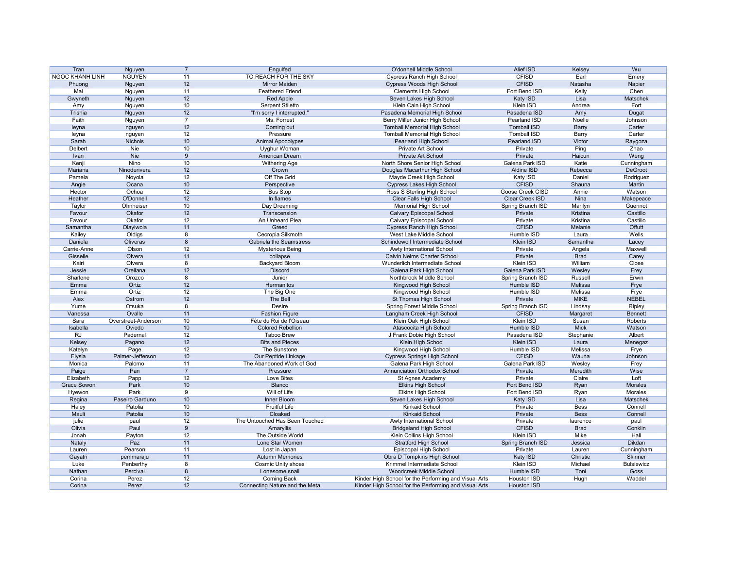| Tran | Nguyen | 7 | Engulfed | O'donnell Middle School | Alief ISD | Kelsey | Wu |
|---|---|---|---|---|---|---|---|
| NGOC KHANH LINH | NGUYEN | 11 | TO REACH FOR THE SKY | Cypress Ranch High School | CFISD | Earl | Emery |
| Phuong | Nguyen | 12 | Mirror Maiden | Cypress Woods High School | CFISD | Natasha | Napier |
| Mai | Nguyen | 11 | Feathered Friend | Clements High School | Fort Bend ISD | Kelly | Chen |
| Gwyneth | Nguyen | 12 | Red Apple | Seven Lakes High School | Katy ISD | Lisa | Matschek |
| Amy | Nguyen | 10 | Serpent Stiletto | Klein Cain High School | Klein ISD | Andrea | Fort |
| Trishia | Nguyen | 12 | "I'm sorry I interrupted." | Pasadena Memorial High School | Pasadena ISD | Amy | Dugat |
| Faith | Nguyen | 7 | Ms. Forrest | Berry Miller Junior High School | Pearland ISD | Noelle | Johnson |
| leyna | nguyen | 12 | Coming out | Tomball Memorial High School | Tomball ISD | Barry | Carter |
| leyna | nguyen | 12 | Pressure | Tomball Memorial High School | Tomball ISD | Barry | Carter |
| Sarah | Nichols | 10 | Animal Apocolypes | Pearland High School | Pearland ISD | Victor | Raygoza |
| Delbert | Nie | 10 | Uyghur Woman | Private Art School | Private | Ping | Zhao |
| Ivan | Nie | 9 | American Dream | Private Art School | Private | Haicun | Weng |
| Kenji | Nino | 10 | Withering Age | North Shore Senior High School | Galena Park ISD | Katie | Cunningham |
| Mariana | Ninoderivera | 12 | Crown | Douglas Macarthur High School | Aldine ISD | Rebecca | DeGroot |
| Pamela | Noyola | 12 | Off The Grid | Mayde Creek High School | Katy ISD | Daniel | Rodriguez |
| Angie | Ocana | 10 | Perspective | Cypress Lakes High School | CFISD | Shauna | Martin |
| Hector | Ochoa | 12 | Bus Stop | Ross S Sterling High School | Goose Creek CISD | Annie | Watson |
| Heather | O'Donnell | 12 | In flames | Clear Falls High School | Clear Creek ISD | Nina | Makepeace |
| Taylor | Ohnheiser | 10 | Day Dreaming | Memorial High School | Spring Branch ISD | Marilyn | Guerinot |
| Favour | Okafor | 12 | Transcension | Calvary Episcopal School | Private | Kristina | Castillo |
| Favour | Okafor | 12 | An Unheard Plea | Calvary Episcopal School | Private | Kristina | Castillo |
| Samantha | Olayiwola | 11 | Greed | Cypress Ranch High School | CFISD | Melanie | Offutt |
| Kailey | Oldigs | 8 | Cecropia Silkmoth | West Lake Middle School | Humble ISD | Laura | Wells |
| Daniela | Oliveras | 8 | Gabriela the Seamstress | Schindewolf Intermediate School | Klein ISD | Samantha | Lacey |
| Carrie-Anne | Olson | 12 | Mysterious Being | Awty International School | Private | Angela | Maxwell |
| Gisselle | Olvera | 11 | collapse | Calvin Nelms Charter School | Private | Brad | Carey |
| Kairi | Olvera | 8 | Backyard Bloom | Wunderlich Intermediate School | Klein ISD | William | Close |
| Jessie | Orellana | 12 | Discord | Galena Park High School | Galena Park ISD | Wesley | Frey |
| Sharlene | Orozco | 8 | Junior | Northbrook Middle School | Spring Branch ISD | Russell | Erwin |
| Emma | Ortiz | 12 | Hermanitos | Kingwood High School | Humble ISD | Melissa | Frye |
| Emma | Ortiz | 12 | The Big One | Kingwood High School | Humble ISD | Melissa | Frye |
| Alex | Ostrom | 12 | The Bell | St Thomas High School | Private | MIKE | NEBEL |
| Yume | Otsuka | 8 | Desire | Spring Forest Middle School | Spring Branch ISD | Lindsay | Ripley |
| Vanessa | Ovalle | 11 | Fashion Figure | Langham Creek High School | CFISD | Margaret | Bennett |
| Sara | Overstreet-Anderson | 10 | Fête du Roi de l'Oiseau | Klein Oak High School | Klein ISD | Susan | Roberts |
| Isabella | Oviedo | 10 | Colored Rebellion | Atascocita High School | Humble ISD | Mick | Watson |
| RJ | Padernal | 12 | Taboo Brew | J Frank Dobie High School | Pasadena ISD | Stephanie | Albert |
| Kelsey | Pagano | 12 | Bits and Pieces | Klein High School | Klein ISD | Laura | Menegaz |
| Katelyn | Page | 12 | The Sunstone | Kingwood High School | Humble ISD | Melissa | Frye |
| Elysia | Palmer-Jefferson | 10 | Our Peptide Linkage | Cypress Springs High School | CFISD | Wauna | Johnson |
| Monica | Palomo | 11 | The Abandoned Work of God | Galena Park High School | Galena Park ISD | Wesley | Frey |
| Paige | Pan | 7 | Pressure | Annunciation Orthodox School | Private | Meredith | Wise |
| Elizabeth | Papp | 12 | Love Bites | St Agnes Academy | Private | Claire | Loft |
| Grace Sowon | Park | 10 | Blanco | Elkins High School | Fort Bend ISD | Ryan | Morales |
| Hyewon | Park | 9 | Will of Life | Elkins High School | Fort Bend ISD | Ryan | Morales |
| Regina | Paseiro Garduno | 10 | Inner Bloom | Seven Lakes High School | Katy ISD | Lisa | Matschek |
| Haley | Patolia | 10 | Fruitful Life | Kinkaid School | Private | Bess | Connell |
| Mauli | Patolia | 10 | Cloaked | Kinkaid School | Private | Bess | Connell |
| julie | paul | 12 | The Untouched Has Been Touched | Awty International School | Private | laurence | paul |
| Olivia | Paul | 9 | Amaryllis | Bridgeland High School | CFISD | Brad | Conklin |
| Jonah | Payton | 12 | The Outside World | Klein Collins High School | Klein ISD | Mike | Hall |
| Nataly | Paz | 11 | Lone Star Women | Stratford High School | Spring Branch ISD | Jessica | Dikdan |
| Lauren | Pearson | 11 | Lost in Japan | Episcopal High School | Private | Lauren | Cunningham |
| Gayatri | pemmaraju | 11 | Autumn Memories | Obra D Tompkins High School | Katy ISD | Christie | Skinner |
| Luke | Penberthy | 8 | Cosmic Unity shoes | Krimmel Intermediate School | Klein ISD | Michael | Bulsiewicz |
| Nathan | Percival | 8 | Lonesome snail | Woodcreek Middle School | Humble ISD | Toni | Goss |
| Corina | Perez | 12 | Coming Back | Kinder High School for the Performing and Visual Arts | Houston ISD | Hugh | Waddel |
| Corina | Perez | 12 | Connecting Nature and the Meta | Kinder High School for the Performing and Visual Arts | Houston ISD | | |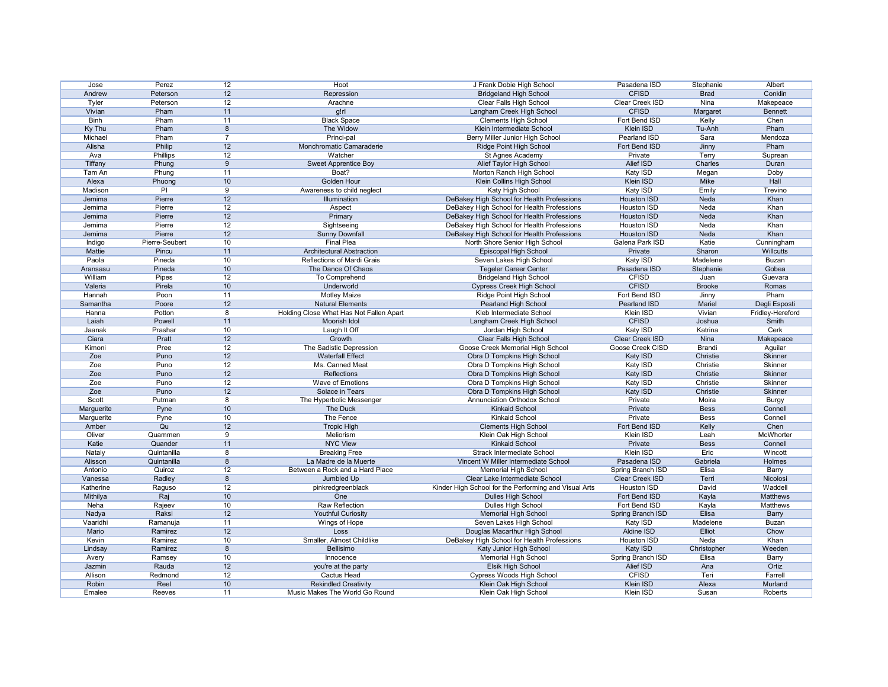| | | | | | | | |
|---|---|---|---|---|---|---|---|
| Jose | Perez | 12 | Hoot | J Frank Dobie High School | Pasadena ISD | Stephanie | Albert |
| Andrew | Peterson | 12 | Repression | Bridgeland High School | CFISD | Brad | Conklin |
| Tyler | Peterson | 12 | Arachne | Clear Falls High School | Clear Creek ISD | Nina | Makepeace |
| Vivian | Pham | 11 | g!rl | Langham Creek High School | CFISD | Margaret | Bennett |
| Binh | Pham | 11 | Black Space | Clements High School | Fort Bend ISD | Kelly | Chen |
| Ky Thu | Pham | 8 | The Widow | Klein Intermediate School | Klein ISD | Tu-Anh | Pham |
| Michael | Pham | 7 | Princi-pal | Berry Miller Junior High School | Pearland ISD | Sara | Mendoza |
| Alisha | Philip | 12 | Monchromatic Camaraderie | Ridge Point High School | Fort Bend ISD | Jinny | Pham |
| Ava | Phillips | 12 | Watcher | St Agnes Academy | Private | Terry | Suprean |
| Tiffany | Phung | 9 | Sweet Apprentice Boy | Alief Taylor High School | Alief ISD | Charles | Duran |
| Tam An | Phung | 11 | Boat? | Morton Ranch High School | Katy ISD | Megan | Doby |
| Alexa | Phuong | 10 | Golden Hour | Klein Collins High School | Klein ISD | Mike | Hall |
| Madison | Pl | 9 | Awareness to child neglect | Katy High School | Katy ISD | Emily | Trevino |
| Jemima | Pierre | 12 | Illumination | DeBakey High School for Health Professions | Houston ISD | Neda | Khan |
| Jemima | Pierre | 12 | Aspect | DeBakey High School for Health Professions | Houston ISD | Neda | Khan |
| Jemima | Pierre | 12 | Primary | DeBakey High School for Health Professions | Houston ISD | Neda | Khan |
| Jemima | Pierre | 12 | Sightseeing | DeBakey High School for Health Professions | Houston ISD | Neda | Khan |
| Jemima | Pierre | 12 | Sunny Downfall | DeBakey High School for Health Professions | Houston ISD | Neda | Khan |
| Indigo | Pierre-Seubert | 10 | Final Plea | North Shore Senior High School | Galena Park ISD | Katie | Cunningham |
| Mattie | Pincu | 11 | Architectural Abstraction | Episcopal High School | Private | Sharon | Willcutts |
| Paola | Pineda | 10 | Reflections of Mardi Grais | Seven Lakes High School | Katy ISD | Madelene | Buzan |
| Aransasu | Pineda | 10 | The Dance Of Chaos | Tegeler Career Center | Pasadena ISD | Stephanie | Gobea |
| William | Pipes | 12 | To Comprehend | Bridgeland High School | CFISD | Juan | Guevara |
| Valeria | Pirela | 10 | Underworld | Cypress Creek High School | CFISD | Brooke | Romas |
| Hannah | Poon | 11 | Motley Maize | Ridge Point High School | Fort Bend ISD | Jinny | Pham |
| Samantha | Poore | 12 | Natural Elements | Pearland High School | Pearland ISD | Mariel | Degli Esposti |
| Hanna | Potton | 8 | Holding Close What Has Not Fallen Apart | Kleb Intermediate School | Klein ISD | Vivian | Fridley-Hereford |
| Laiah | Powell | 11 | Moorish Idol | Langham Creek High School | CFISD | Joshua | Smith |
| Jaanak | Prashar | 10 | Laugh It Off | Jordan High School | Katy ISD | Katrina | Cerk |
| Ciara | Pratt | 12 | Growth | Clear Falls High School | Clear Creek ISD | Nina | Makepeace |
| Kimoni | Pree | 12 | The Sadistic Depression | Goose Creek Memorial High School | Goose Creek CISD | Brandi | Aguilar |
| Zoe | Puno | 12 | Waterfall Effect | Obra D Tompkins High School | Katy ISD | Christie | Skinner |
| Zoe | Puno | 12 | Ms. Canned Meat | Obra D Tompkins High School | Katy ISD | Christie | Skinner |
| Zoe | Puno | 12 | Reflections | Obra D Tompkins High School | Katy ISD | Christie | Skinner |
| Zoe | Puno | 12 | Wave of Emotions | Obra D Tompkins High School | Katy ISD | Christie | Skinner |
| Zoe | Puno | 12 | Solace in Tears | Obra D Tompkins High School | Katy ISD | Christie | Skinner |
| Scott | Putman | 8 | The Hyperbolic Messenger | Annunciation Orthodox School | Private | Moira | Burgy |
| Marguerite | Pyne | 10 | The Duck | Kinkaid School | Private | Bess | Connell |
| Marguerite | Pyne | 10 | The Fence | Kinkaid School | Private | Bess | Connell |
| Amber | Qu | 12 | Tropic High | Clements High School | Fort Bend ISD | Kelly | Chen |
| Oliver | Quammen | 9 | Meliorism | Klein Oak High School | Klein ISD | Leah | McWhorter |
| Katie | Quander | 11 | NYC View | Kinkaid School | Private | Bess | Connell |
| Nataly | Quintanilla | 8 | Breaking Free | Strack Intermediate School | Klein ISD | Eric | Wincott |
| Alisson | Quintanilla | 8 | La Madre de la Muerte | Vincent W Miller Intermediate School | Pasadena ISD | Gabriela | Holmes |
| Antonio | Quiroz | 12 | Between a Rock and a Hard Place | Memorial High School | Spring Branch ISD | Elisa | Barry |
| Vanessa | Radley | 8 | Jumbled Up | Clear Lake Intermediate School | Clear Creek ISD | Terri | Nicolosi |
| Katherine | Raguso | 12 | pinkredgreenblack | Kinder High School for the Performing and Visual Arts | Houston ISD | David | Waddell |
| Mithilya | Raj | 10 | One | Dulles High School | Fort Bend ISD | Kayla | Matthews |
| Neha | Rajeev | 10 | Raw Reflection | Dulles High School | Fort Bend ISD | Kayla | Matthews |
| Nadya | Raksi | 12 | Youthful Curiosity | Memorial High School | Spring Branch ISD | Elisa | Barry |
| Vaaridhi | Ramanuja | 11 | Wings of Hope | Seven Lakes High School | Katy ISD | Madelene | Buzan |
| Mario | Ramirez | 12 | Loss | Douglas Macarthur High School | Aldine ISD | Elliot | Chow |
| Kevin | Ramirez | 10 | Smaller, Almost Childlike | DeBakey High School for Health Professions | Houston ISD | Neda | Khan |
| Lindsay | Ramirez | 8 | Bellisimo | Katy Junior High School | Katy ISD | Christopher | Weeden |
| Avery | Ramsey | 10 | Innocence | Memorial High School | Spring Branch ISD | Elisa | Barry |
| Jazmin | Rauda | 12 | you're at the party | Elsik High School | Alief ISD | Ana | Ortiz |
| Allison | Redmond | 12 | Cactus Head | Cypress Woods High School | CFISD | Teri | Farrell |
| Robin | Reel | 10 | Rekindled Creativity | Klein Oak High School | Klein ISD | Alexa | Murland |
| Emalee | Reeves | 11 | Music Makes The World Go Round | Klein Oak High School | Klein ISD | Susan | Roberts |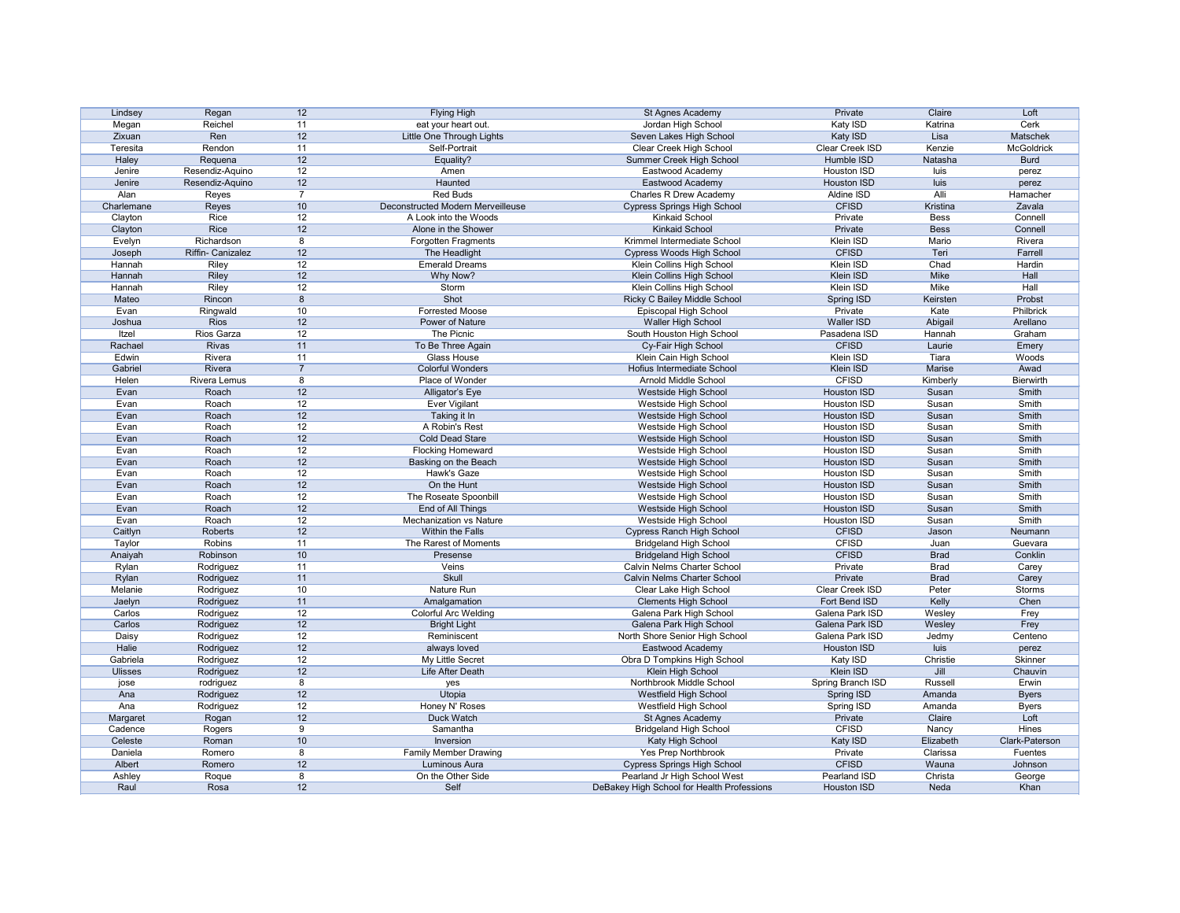| | | | | | | | |
|---|---|---|---|---|---|---|---|
| Lindsey | Regan | 12 | Flying High | St Agnes Academy | Private | Claire | Loft |
| Megan | Reichel | 11 | eat your heart out. | Jordan High School | Katy ISD | Katrina | Cerk |
| Zixuan | Ren | 12 | Little One Through Lights | Seven Lakes High School | Katy ISD | Lisa | Matschek |
| Teresita | Rendon | 11 | Self-Portrait | Clear Creek High School | Clear Creek ISD | Kenzie | McGoldrick |
| Haley | Requena | 12 | Equality? | Summer Creek High School | Humble ISD | Natasha | Burd |
| Jenire | Resendiz-Aquino | 12 | Amen | Eastwood Academy | Houston ISD | luis | perez |
| Jenire | Resendiz-Aquino | 12 | Haunted | Eastwood Academy | Houston ISD | luis | perez |
| Alan | Reyes | 7 | Red Buds | Charles R Drew Academy | Aldine ISD | Alli | Hamacher |
| Charlemane | Reyes | 10 | Deconstructed Modern Merveilleuse | Cypress Springs High School | CFISD | Kristina | Zavala |
| Clayton | Rice | 12 | A Look into the Woods | Kinkaid School | Private | Bess | Connell |
| Clayton | Rice | 12 | Alone in the Shower | Kinkaid School | Private | Bess | Connell |
| Evelyn | Richardson | 8 | Forgotten Fragments | Krimmel Intermediate School | Klein ISD | Mario | Rivera |
| Joseph | Riffin- Canizalez | 12 | The Headlight | Cypress Woods High School | CFISD | Teri | Farrell |
| Hannah | Riley | 12 | Emerald Dreams | Klein Collins High School | Klein ISD | Chad | Hardin |
| Hannah | Riley | 12 | Why Now? | Klein Collins High School | Klein ISD | Mike | Hall |
| Hannah | Riley | 12 | Storm | Klein Collins High School | Klein ISD | Mike | Hall |
| Mateo | Rincon | 8 | Shot | Ricky C Bailey Middle School | Spring ISD | Keirsten | Probst |
| Evan | Ringwald | 10 | Forrested Moose | Episcopal High School | Private | Kate | Philbrick |
| Joshua | Rios | 12 | Power of Nature | Waller High School | Waller ISD | Abigail | Arellano |
| Itzel | Rios Garza | 12 | The Picnic | South Houston High School | Pasadena ISD | Hannah | Graham |
| Rachael | Rivas | 11 | To Be Three Again | Cy-Fair High School | CFISD | Laurie | Emery |
| Edwin | Rivera | 11 | Glass House | Klein Cain High School | Klein ISD | Tiara | Woods |
| Gabriel | Rivera | 7 | Colorful Wonders | Hofius Intermediate School | Klein ISD | Marise | Awad |
| Helen | Rivera Lemus | 8 | Place of Wonder | Arnold Middle School | CFISD | Kimberly | Bierwirth |
| Evan | Roach | 12 | Alligator's Eye | Westside High School | Houston ISD | Susan | Smith |
| Evan | Roach | 12 | Ever Vigilant | Westside High School | Houston ISD | Susan | Smith |
| Evan | Roach | 12 | Taking it In | Westside High School | Houston ISD | Susan | Smith |
| Evan | Roach | 12 | A Robin's Rest | Westside High School | Houston ISD | Susan | Smith |
| Evan | Roach | 12 | Cold Dead Stare | Westside High School | Houston ISD | Susan | Smith |
| Evan | Roach | 12 | Flocking Homeward | Westside High School | Houston ISD | Susan | Smith |
| Evan | Roach | 12 | Basking on the Beach | Westside High School | Houston ISD | Susan | Smith |
| Evan | Roach | 12 | Hawk's Gaze | Westside High School | Houston ISD | Susan | Smith |
| Evan | Roach | 12 | On the Hunt | Westside High School | Houston ISD | Susan | Smith |
| Evan | Roach | 12 | The Roseate Spoonbill | Westside High School | Houston ISD | Susan | Smith |
| Evan | Roach | 12 | End of All Things | Westside High School | Houston ISD | Susan | Smith |
| Evan | Roach | 12 | Mechanization vs Nature | Westside High School | Houston ISD | Susan | Smith |
| Caitlyn | Roberts | 12 | Within the Falls | Cypress Ranch High School | CFISD | Jason | Neumann |
| Taylor | Robins | 11 | The Rarest of Moments | Bridgeland High School | CFISD | Juan | Guevara |
| Anaiyah | Robinson | 10 | Presense | Bridgeland High School | CFISD | Brad | Conklin |
| Rylan | Rodriguez | 11 | Veins | Calvin Nelms Charter School | Private | Brad | Carey |
| Rylan | Rodriguez | 11 | Skull | Calvin Nelms Charter School | Private | Brad | Carey |
| Melanie | Rodriguez | 10 | Nature Run | Clear Lake High School | Clear Creek ISD | Peter | Storms |
| Jaelyn | Rodriguez | 11 | Amalgamation | Clements High School | Fort Bend ISD | Kelly | Chen |
| Carlos | Rodriguez | 12 | Colorful Arc Welding | Galena Park High School | Galena Park ISD | Wesley | Frey |
| Carlos | Rodriguez | 12 | Bright Light | Galena Park High School | Galena Park ISD | Wesley | Frey |
| Daisy | Rodriguez | 12 | Reminiscent | North Shore Senior High School | Galena Park ISD | Jedmy | Centeno |
| Halie | Rodriguez | 12 | always loved | Eastwood Academy | Houston ISD | luis | perez |
| Gabriela | Rodriguez | 12 | My Little Secret | Obra D Tompkins High School | Katy ISD | Christie | Skinner |
| Ulisses | Rodriguez | 12 | Life After Death | Klein High School | Klein ISD | Jill | Chauvin |
| jose | rodriguez | 8 | yes | Northbrook Middle School | Spring Branch ISD | Russell | Erwin |
| Ana | Rodriguez | 12 | Utopia | Westfield High School | Spring ISD | Amanda | Byers |
| Ana | Rodriguez | 12 | Honey N' Roses | Westfield High School | Spring ISD | Amanda | Byers |
| Margaret | Rogan | 12 | Duck Watch | St Agnes Academy | Private | Claire | Loft |
| Cadence | Rogers | 9 | Samantha | Bridgeland High School | CFISD | Nancy | Hines |
| Celeste | Roman | 10 | Inversion | Katy High School | Katy ISD | Elizabeth | Clark-Paterson |
| Daniela | Romero | 8 | Family Member Drawing | Yes Prep Northbrook | Private | Clarissa | Fuentes |
| Albert | Romero | 12 | Luminous Aura | Cypress Springs High School | CFISD | Wauna | Johnson |
| Ashley | Roque | 8 | On the Other Side | Pearland Jr High School West | Pearland ISD | Christa | George |
| Raul | Rosa | 12 | Self | DeBakey High School for Health Professions | Houston ISD | Neda | Khan |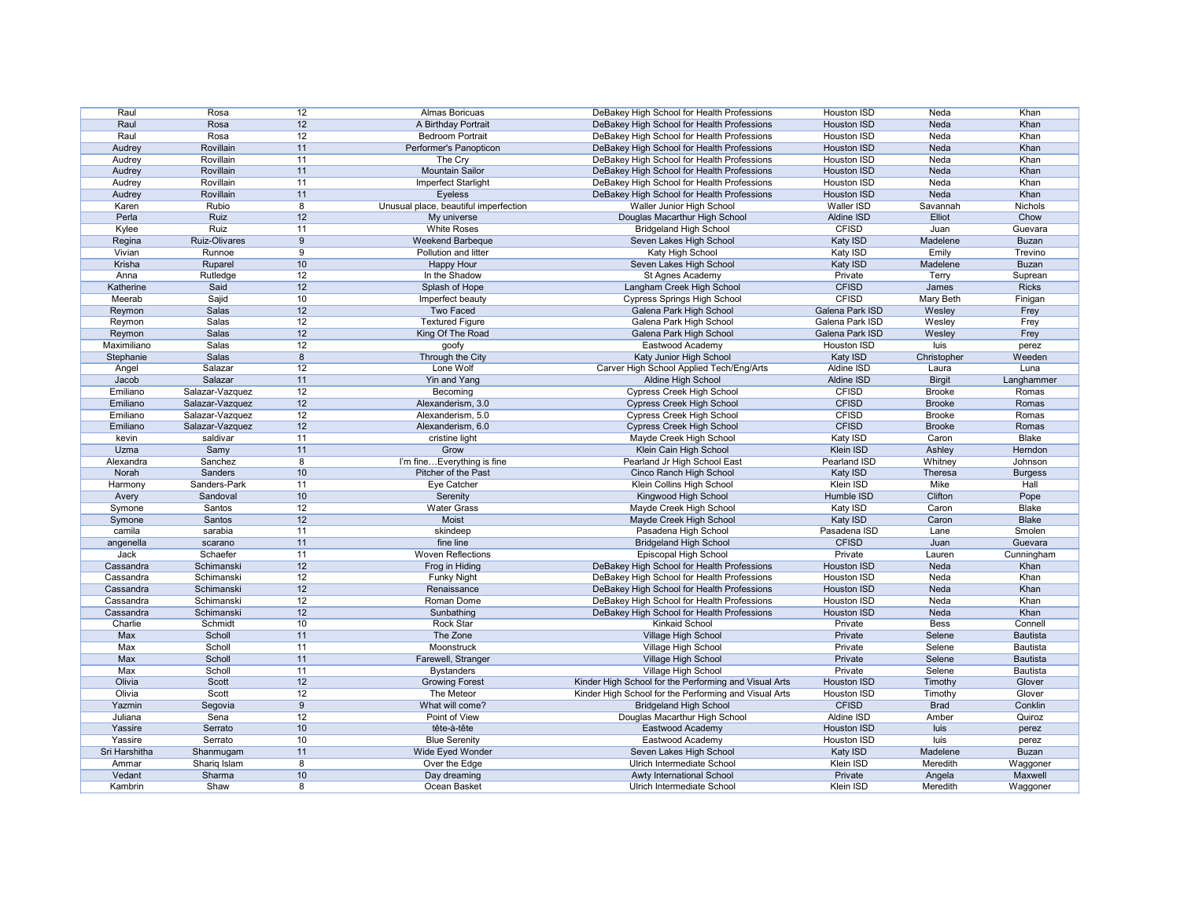| | | | | | | | |
|---|---|---|---|---|---|---|---|
| Raul | Rosa | 12 | Almas Boricuas | DeBakey High School for Health Professions | Houston ISD | Neda | Khan |
| Raul | Rosa | 12 | A Birthday Portrait | DeBakey High School for Health Professions | Houston ISD | Neda | Khan |
| Raul | Rosa | 12 | Bedroom Portrait | DeBakey High School for Health Professions | Houston ISD | Neda | Khan |
| Audrey | Rovillain | 11 | Performer's Panopticon | DeBakey High School for Health Professions | Houston ISD | Neda | Khan |
| Audrey | Rovillain | 11 | The Cry | DeBakey High School for Health Professions | Houston ISD | Neda | Khan |
| Audrey | Rovillain | 11 | Mountain Sailor | DeBakey High School for Health Professions | Houston ISD | Neda | Khan |
| Audrey | Rovillain | 11 | Imperfect Starlight | DeBakey High School for Health Professions | Houston ISD | Neda | Khan |
| Audrey | Rovillain | 11 | Eyeless | DeBakey High School for Health Professions | Houston ISD | Neda | Khan |
| Karen | Rubio | 8 | Unusual place, beautiful imperfection | Waller Junior High School | Waller ISD | Savannah | Nichols |
| Perla | Ruiz | 12 | My universe | Douglas Macarthur High School | Aldine ISD | Elliot | Chow |
| Kylee | Ruiz | 11 | White Roses | Bridgeland High School | CFISD | Juan | Guevara |
| Regina | Ruiz-Olivares | 9 | Weekend Barbeque | Seven Lakes High School | Katy ISD | Madelene | Buzan |
| Vivian | Runnoe | 9 | Pollution and litter | Katy High School | Katy ISD | Emily | Trevino |
| Krisha | Ruparel | 10 | Happy Hour | Seven Lakes High School | Katy ISD | Madelene | Buzan |
| Anna | Rutledge | 12 | In the Shadow | St Agnes Academy | Private | Terry | Suprean |
| Katherine | Said | 12 | Splash of Hope | Langham Creek High School | CFISD | James | Ricks |
| Meerab | Sajid | 10 | Imperfect beauty | Cypress Springs High School | CFISD | Mary Beth | Finigan |
| Reymon | Salas | 12 | Two Faced | Galena Park High School | Galena Park ISD | Wesley | Frey |
| Reymon | Salas | 12 | Textured Figure | Galena Park High School | Galena Park ISD | Wesley | Frey |
| Reymon | Salas | 12 | King Of The Road | Galena Park High School | Galena Park ISD | Wesley | Frey |
| Maximiliano | Salas | 12 | goofy | Eastwood Academy | Houston ISD | luis | perez |
| Stephanie | Salas | 8 | Through the City | Katy Junior High School | Katy ISD | Christopher | Weeden |
| Angel | Salazar | 12 | Lone Wolf | Carver High School Applied Tech/Eng/Arts | Aldine ISD | Laura | Luna |
| Jacob | Salazar | 11 | Yin and Yang | Aldine High School | Aldine ISD | Birgit | Langhammer |
| Emiliano | Salazar-Vazquez | 12 | Becoming | Cypress Creek High School | CFISD | Brooke | Romas |
| Emiliano | Salazar-Vazquez | 12 | Alexanderism, 3.0 | Cypress Creek High School | CFISD | Brooke | Romas |
| Emiliano | Salazar-Vazquez | 12 | Alexanderism, 5.0 | Cypress Creek High School | CFISD | Brooke | Romas |
| Emiliano | Salazar-Vazquez | 12 | Alexanderism, 6.0 | Cypress Creek High School | CFISD | Brooke | Romas |
| kevin | saldivar | 11 | cristine light | Mayde Creek High School | Katy ISD | Caron | Blake |
| Uzma | Samy | 11 | Grow | Klein Cain High School | Klein ISD | Ashley | Herndon |
| Alexandra | Sanchez | 8 | I'm fine…Everything is fine | Pearland Jr High School East | Pearland ISD | Whitney | Johnson |
| Norah | Sanders | 10 | Pitcher of the Past | Cinco Ranch High School | Katy ISD | Theresa | Burgess |
| Harmony | Sanders-Park | 11 | Eye Catcher | Klein Collins High School | Klein ISD | Mike | Hall |
| Avery | Sandoval | 10 | Serenity | Kingwood High School | Humble ISD | Clifton | Pope |
| Symone | Santos | 12 | Water Grass | Mayde Creek High School | Katy ISD | Caron | Blake |
| Symone | Santos | 12 | Moist | Mayde Creek High School | Katy ISD | Caron | Blake |
| camila | sarabia | 11 | skindeep | Pasadena High School | Pasadena ISD | Lane | Smolen |
| angenella | scarano | 11 | fine line | Bridgeland High School | CFISD | Juan | Guevara |
| Jack | Schaefer | 11 | Woven Reflections | Episcopal High School | Private | Lauren | Cunningham |
| Cassandra | Schimanski | 12 | Frog in Hiding | DeBakey High School for Health Professions | Houston ISD | Neda | Khan |
| Cassandra | Schimanski | 12 | Funky Night | DeBakey High School for Health Professions | Houston ISD | Neda | Khan |
| Cassandra | Schimanski | 12 | Renaissance | DeBakey High School for Health Professions | Houston ISD | Neda | Khan |
| Cassandra | Schimanski | 12 | Roman Dome | DeBakey High School for Health Professions | Houston ISD | Neda | Khan |
| Cassandra | Schimanski | 12 | Sunbathing | DeBakey High School for Health Professions | Houston ISD | Neda | Khan |
| Charlie | Schmidt | 10 | Rock Star | Kinkaid School | Private | Bess | Connell |
| Max | Scholl | 11 | The Zone | Village High School | Private | Selene | Bautista |
| Max | Scholl | 11 | Moonstruck | Village High School | Private | Selene | Bautista |
| Max | Scholl | 11 | Farewell, Stranger | Village High School | Private | Selene | Bautista |
| Max | Scholl | 11 | Bystanders | Village High School | Private | Selene | Bautista |
| Olivia | Scott | 12 | Growing Forest | Kinder High School for the Performing and Visual Arts | Houston ISD | Timothy | Glover |
| Olivia | Scott | 12 | The Meteor | Kinder High School for the Performing and Visual Arts | Houston ISD | Timothy | Glover |
| Yazmin | Segovia | 9 | What will come? | Bridgeland High School | CFISD | Brad | Conklin |
| Juliana | Sena | 12 | Point of View | Douglas Macarthur High School | Aldine ISD | Amber | Quiroz |
| Yassire | Serrato | 10 | tête-à-tête | Eastwood Academy | Houston ISD | luis | perez |
| Yassire | Serrato | 10 | Blue Serenity | Eastwood Academy | Houston ISD | luis | perez |
| Sri Harshitha | Shanmugam | 11 | Wide Eyed Wonder | Seven Lakes High School | Katy ISD | Madelene | Buzan |
| Ammar | Shariq Islam | 8 | Over the Edge | Ulrich Intermediate School | Klein ISD | Meredith | Waggoner |
| Vedant | Sharma | 10 | Day dreaming | Awty International School | Private | Angela | Maxwell |
| Kambrin | Shaw | 8 | Ocean Basket | Ulrich Intermediate School | Klein ISD | Meredith | Waggoner |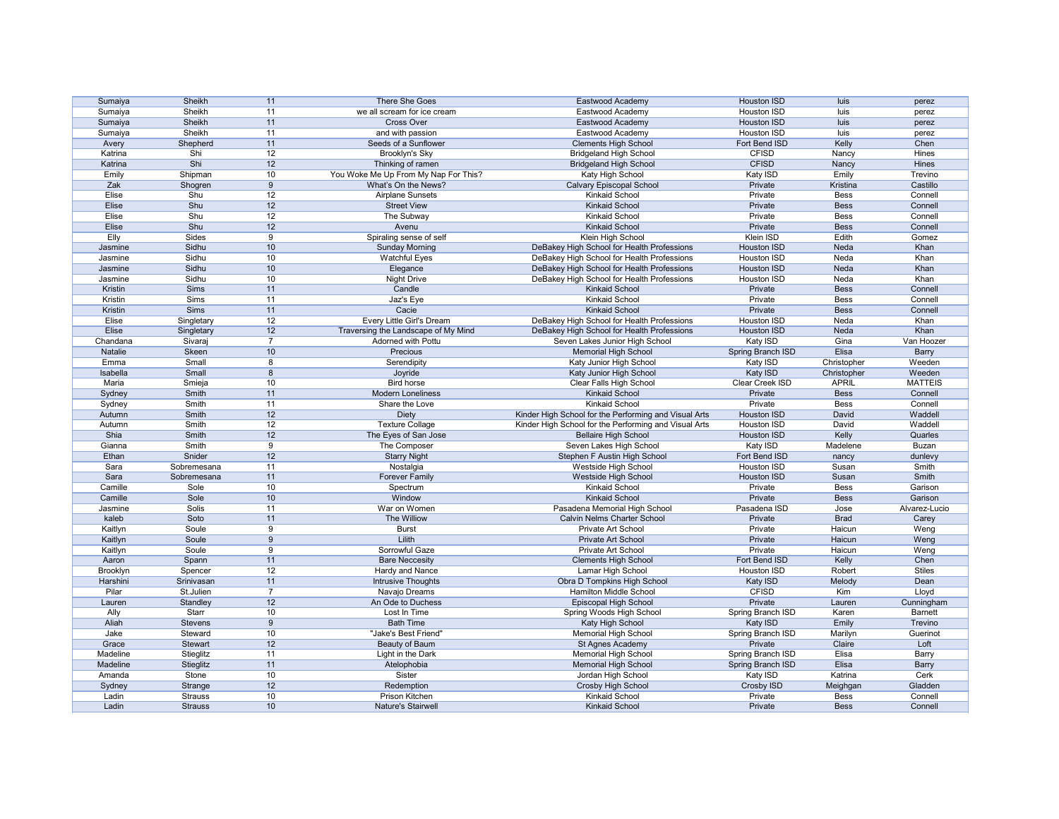| | | | | | | | |
|---|---|---|---|---|---|---|---|
| Sumaiya | Sheikh | 11 | There She Goes | Eastwood Academy | Houston ISD | luis | perez |
| Sumaiya | Sheikh | 11 | we all scream for ice cream | Eastwood Academy | Houston ISD | luis | perez |
| Sumaiya | Sheikh | 11 | Cross Over | Eastwood Academy | Houston ISD | luis | perez |
| Sumaiya | Sheikh | 11 | and with passion | Eastwood Academy | Houston ISD | luis | perez |
| Avery | Shepherd | 11 | Seeds of a Sunflower | Clements High School | Fort Bend ISD | Kelly | Chen |
| Katrina | Shi | 12 | Brooklyn's Sky | Bridgeland High School | CFISD | Nancy | Hines |
| Katrina | Shi | 12 | Thinking of ramen | Bridgeland High School | CFISD | Nancy | Hines |
| Emily | Shipman | 10 | You Woke Me Up From My Nap For This? | Katy High School | Katy ISD | Emily | Trevino |
| Zak | Shogren | 9 | What's On the News? | Calvary Episcopal School | Private | Kristina | Castillo |
| Elise | Shu | 12 | Airplane Sunsets | Kinkaid School | Private | Bess | Connell |
| Elise | Shu | 12 | Street View | Kinkaid School | Private | Bess | Connell |
| Elise | Shu | 12 | The Subway | Kinkaid School | Private | Bess | Connell |
| Elise | Shu | 12 | Avenu | Kinkaid School | Private | Bess | Connell |
| Elly | Sides | 9 | Spiraling sense of self | Klein High School | Klein ISD | Edith | Gomez |
| Jasmine | Sidhu | 10 | Sunday Morning | DeBakey High School for Health Professions | Houston ISD | Neda | Khan |
| Jasmine | Sidhu | 10 | Watchful Eyes | DeBakey High School for Health Professions | Houston ISD | Neda | Khan |
| Jasmine | Sidhu | 10 | Elegance | DeBakey High School for Health Professions | Houston ISD | Neda | Khan |
| Jasmine | Sidhu | 10 | Night Drive | DeBakey High School for Health Professions | Houston ISD | Neda | Khan |
| Kristin | Sims | 11 | Candle | Kinkaid School | Private | Bess | Connell |
| Kristin | Sims | 11 | Jaz's Eye | Kinkaid School | Private | Bess | Connell |
| Kristin | Sims | 11 | Cacie | Kinkaid School | Private | Bess | Connell |
| Elise | Singletary | 12 | Every Little Girl's Dream | DeBakey High School for Health Professions | Houston ISD | Neda | Khan |
| Elise | Singletary | 12 | Traversing the Landscape of My Mind | DeBakey High School for Health Professions | Houston ISD | Neda | Khan |
| Chandana | Sivaraj | 7 | Adorned with Pottu | Seven Lakes Junior High School | Katy ISD | Gina | Van Hoozer |
| Natalie | Skeen | 10 | Precious | Memorial High School | Spring Branch ISD | Elisa | Barry |
| Emma | Small | 8 | Serendipity | Katy Junior High School | Katy ISD | Christopher | Weeden |
| Isabella | Small | 8 | Joyride | Katy Junior High School | Katy ISD | Christopher | Weeden |
| Maria | Smieja | 10 | Bird horse | Clear Falls High School | Clear Creek ISD | APRIL | MATTEIS |
| Sydney | Smith | 11 | Modern Loneliness | Kinkaid School | Private | Bess | Connell |
| Sydney | Smith | 11 | Share the Love | Kinkaid School | Private | Bess | Connell |
| Autumn | Smith | 12 | Diety | Kinder High School for the Performing and Visual Arts | Houston ISD | David | Waddell |
| Autumn | Smith | 12 | Texture Collage | Kinder High School for the Performing and Visual Arts | Houston ISD | David | Waddell |
| Shia | Smith | 12 | The Eyes of San Jose | Bellaire High School | Houston ISD | Kelly | Quarles |
| Gianna | Smith | 9 | The Composer | Seven Lakes High School | Katy ISD | Madelene | Buzan |
| Ethan | Snider | 12 | Starry Night | Stephen F Austin High School | Fort Bend ISD | nancy | dunlevy |
| Sara | Sobremesana | 11 | Nostalgia | Westside High School | Houston ISD | Susan | Smith |
| Sara | Sobremesana | 11 | Forever Family | Westside High School | Houston ISD | Susan | Smith |
| Camille | Sole | 10 | Spectrum | Kinkaid School | Private | Bess | Garison |
| Camille | Sole | 10 | Window | Kinkaid School | Private | Bess | Garison |
| Jasmine | Solis | 11 | War on Women | Pasadena Memorial High School | Pasadena ISD | Jose | Alvarez-Lucio |
| kaleb | Soto | 11 | The Williow | Calvin Nelms Charter School | Private | Brad | Carey |
| Kaitlyn | Soule | 9 | Burst | Private Art School | Private | Haicun | Weng |
| Kaitlyn | Soule | 9 | Lilith | Private Art School | Private | Haicun | Weng |
| Kaitlyn | Soule | 9 | Sorrowful Gaze | Private Art School | Private | Haicun | Weng |
| Aaron | Spann | 11 | Bare Neccesity | Clements High School | Fort Bend ISD | Kelly | Chen |
| Brooklyn | Spencer | 12 | Hardy and Nance | Lamar High School | Houston ISD | Robert | Stiles |
| Harshini | Srinivasan | 11 | Intrusive Thoughts | Obra D Tompkins High School | Katy ISD | Melody | Dean |
| Pilar | St.Julien | 7 | Navajo Dreams | Hamilton Middle School | CFISD | Kim | Lloyd |
| Lauren | Standley | 12 | An Ode to Duchess | Episcopal High School | Private | Lauren | Cunningham |
| Ally | Starr | 10 | Lost In Time | Spring Woods High School | Spring Branch ISD | Karen | Barnett |
| Aliah | Stevens | 9 | Bath Time | Katy High School | Katy ISD | Emily | Trevino |
| Jake | Steward | 10 | "Jake's Best Friend" | Memorial High School | Spring Branch ISD | Marilyn | Guerinot |
| Grace | Stewart | 12 | Beauty of Baum | St Agnes Academy | Private | Claire | Loft |
| Madeline | Stieglitz | 11 | Light in the Dark | Memorial High School | Spring Branch ISD | Elisa | Barry |
| Madeline | Stieglitz | 11 | Atelophobia | Memorial High School | Spring Branch ISD | Elisa | Barry |
| Amanda | Stone | 10 | Sister | Jordan High School | Katy ISD | Katrina | Cerk |
| Sydney | Strange | 12 | Redemption | Crosby High School | Crosby ISD | Meighgan | Gladden |
| Ladin | Strauss | 10 | Prison Kitchen | Kinkaid School | Private | Bess | Connell |
| Ladin | Strauss | 10 | Nature's Stairwell | Kinkaid School | Private | Bess | Connell |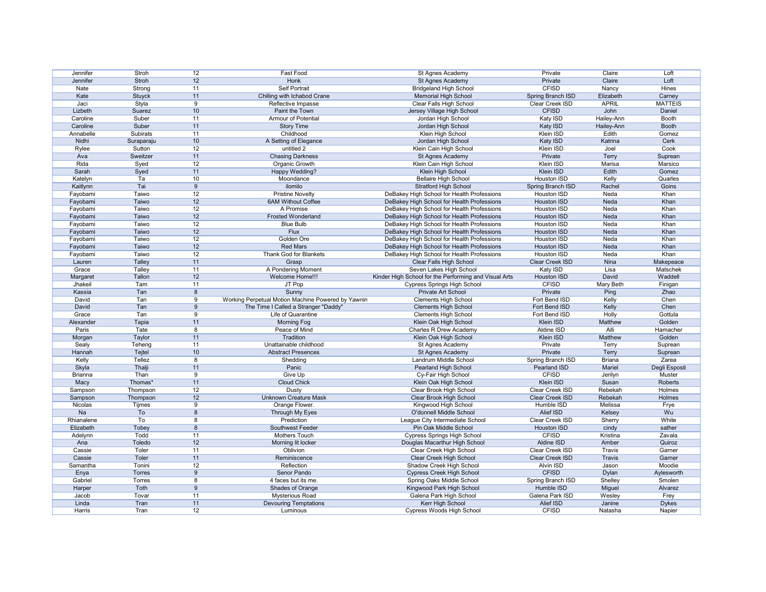| | | | | | | | |
|---|---|---|---|---|---|---|---|
| Jennifer | Stroh | 12 | Fast Food | St Agnes Academy | Private | Claire | Loft |
| Jennifer | Stroh | 12 | Honk | St Agnes Academy | Private | Claire | Loft |
| Nate | Strong | 11 | Self Portrait | Bridgeland High School | CFISD | Nancy | Hines |
| Kate | Stuyck | 11 | Chilling with Ichabod Crane | Memorial High School | Spring Branch ISD | Elizabeth | Carney |
| Jaci | Styla | 9 | Reflective Impasse | Clear Falls High School | Clear Creek ISD | APRIL | MATTEIS |
| Lizbeth | Suarez | 10 | Paint the Town | Jersey Village High School | CFISD | John | Daniel |
| Caroline | Suber | 11 | Armour of Potential | Jordan High School | Katy ISD | Hailey-Ann | Booth |
| Caroline | Suber | 11 | Story Time | Jordan High School | Katy ISD | Hailey-Ann | Booth |
| Annabelle | Subirats | 11 | Childhood | Klein High School | Klein ISD | Edith | Gomez |
| Nidhi | Suraparaju | 10 | A Setting of Elegance | Jordan High School | Katy ISD | Katrina | Cerk |
| Rylee | Sutton | 12 | untitled 2 | Klein Cain High School | Klein ISD | Joel | Cook |
| Ava | Sweitzer | 11 | Chasing Darkness | St Agnes Academy | Private | Terry | Suprean |
| Rida | Syed | 12 | Organic Growth | Klein Cain High School | Klein ISD | Marisa | Marsico |
| Sarah | Syed | 11 | Happy Wedding? | Klein High School | Klein ISD | Edith | Gomez |
| Katelyn | Ta | 10 | Moondance | Bellaire High School | Houston ISD | Kelly | Quarles |
| Kaitlynn | Tai | 9 | ilomilo | Stratford High School | Spring Branch ISD | Rachel | Goins |
| Fayobami | Taiwo | 12 | Pristine Novelty | DeBakey High School for Health Professions | Houston ISD | Neda | Khan |
| Fayobami | Taiwo | 12 | 6AM Without Coffee | DeBakey High School for Health Professions | Houston ISD | Neda | Khan |
| Fayobami | Taiwo | 12 | A Promise | DeBakey High School for Health Professions | Houston ISD | Neda | Khan |
| Fayobami | Taiwo | 12 | Frosted Wonderland | DeBakey High School for Health Professions | Houston ISD | Neda | Khan |
| Fayobami | Taiwo | 12 | Blue Bulb | DeBakey High School for Health Professions | Houston ISD | Neda | Khan |
| Fayobami | Taiwo | 12 | Flux | DeBakey High School for Health Professions | Houston ISD | Neda | Khan |
| Fayobami | Taiwo | 12 | Golden Ore | DeBakey High School for Health Professions | Houston ISD | Neda | Khan |
| Fayobami | Taiwo | 12 | Red Mars | DeBakey High School for Health Professions | Houston ISD | Neda | Khan |
| Fayobami | Taiwo | 12 | Thank God for Blankets | DeBakey High School for Health Professions | Houston ISD | Neda | Khan |
| Lauren | Talley | 11 | Grasp | Clear Falls High School | Clear Creek ISD | Nina | Makepeace |
| Grace | Talley | 11 | A Pondering Moment | Seven Lakes High School | Katy ISD | Lisa | Matschek |
| Margaret | Tallon | 12 | Welcome Home!!! | Kinder High School for the Performing and Visual Arts | Houston ISD | David | Waddell |
| Jhakeil | Tam | 11 | JT Pop | Cypress Springs High School | CFISD | Mary Beth | Finigan |
| Kassia | Tan | 8 | Sunny | Private Art School | Private | Ping | Zhao |
| David | Tan | 9 | . Working Perpetual Motion Machine Powered by Yawnin | Clements High School | Fort Bend ISD | Kelly | Chen |
| David | Tan | 9 | The Time I Called a Stranger "Daddy" | Clements High School | Fort Bend ISD | Kelly | Chen |
| Grace | Tan | 9 | Life of Quarantine | Clements High School | Fort Bend ISD | Holly | Gottula |
| Alexander | Tapia | 11 | Morning Fog | Klein Oak High School | Klein ISD | Matthew | Golden |
| Paris | Tate | 8 | Peace of Mind | Charles R Drew Academy | Aldine ISD | Alli | Hamacher |
| Morgan | Taylor | 11 | Tradition | Klein Oak High School | Klein ISD | Matthew | Golden |
| Sealy | Teheng | 11 | Unattainable childhood | St Agnes Academy | Private | Terry | Suprean |
| Hannah | Tejtel | 10 | Abstract Presences | St Agnes Academy | Private | Terry | Suprean |
| Kelly | Tellez | 8 | Shedding | Landrum Middle School | Spring Branch ISD | Briana | Zarea |
| Skyla | Thalji | 11 | Panic | Pearland High School | Pearland ISD | Mariel | Degli Esposti |
| Brianna | Than | 9 | Give Up | Cy-Fair High School | CFISD | Jerilyn | Muster |
| Macy | Thomas* | 11 | Cloud Chick | Klein Oak High School | Klein ISD | Susan | Roberts |
| Sampson | Thompson | 12 | Dusty | Clear Brook High School | Clear Creek ISD | Rebekah | Holmes |
| Sampson | Thompson | 12 | Unknown Creature Mask | Clear Brook High School | Clear Creek ISD | Rebekah | Holmes |
| Nicolas | Tijmes | 9 | Orange Flower. | Kingwood High School | Humble ISD | Melissa | Frye |
| Na | To | 8 | Through My Eyes | O'donnell Middle School | Alief ISD | Kelsey | Wu |
| Rhianalene | To | 8 | Prediction | League City Intermediate School | Clear Creek ISD | Sherry | White |
| Elizabeth | Tobey | 8 | Southwest Feeder | Pin Oak Middle School | Houston ISD | cindy | sather |
| Adelynn | Todd | 11 | Mothers Touch | Cypress Springs High School | CFISD | Kristina | Zavala |
| Ana | Toledo | 12 | Morning lit locker | Douglas Macarthur High School | Aldine ISD | Amber | Quiroz |
| Cassie | Toler | 11 | Oblivion | Clear Creek High School | Clear Creek ISD | Travis | Garner |
| Cassie | Toler | 11 | Reminiscence | Clear Creek High School | Clear Creek ISD | Travis | Garner |
| Samantha | Tonini | 12 | Reflection | Shadow Creek High School | Alvin ISD | Jason | Moodie |
| Enya | Torres | 9 | Senor Pando | Cypress Creek High School | CFISD | Dylan | Aylesworth |
| Gabriel | Torres | 8 | 4 faces but its me. | Spring Oaks Middle School | Spring Branch ISD | Shelley | Smolen |
| Harper | Toth | 9 | Shades of Orange | Kingwood Park High School | Humble ISD | Miguel | Alvarez |
| Jacob | Tovar | 11 | Mysterious Road | Galena Park High School | Galena Park ISD | Wesley | Frey |
| Linda | Tran | 11 | Devouring Temptations | Kerr High School | Alief ISD | Janine | Dykes |
| Harris | Tran | 12 | Luminous | Cypress Woods High School | CFISD | Natasha | Napier |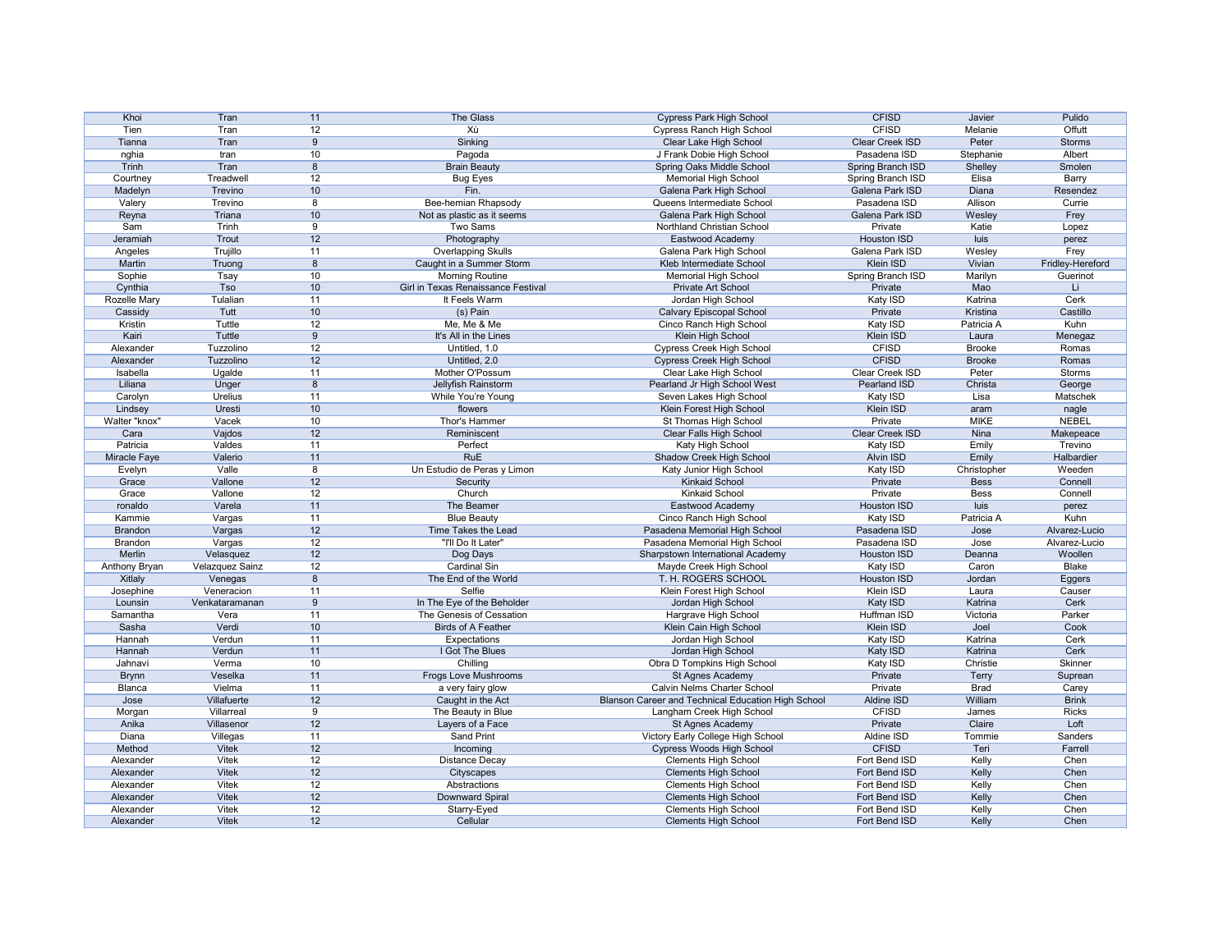| | | | | | | | |
|---|---|---|---|---|---|---|---|
| Khoi | Tran | 11 | The Glass | Cypress Park High School | CFISD | Javier | Pulido |
| Tien | Tran | 12 | Xù | Cypress Ranch High School | CFISD | Melanie | Offutt |
| Tianna | Tran | 9 | Sinking | Clear Lake High School | Clear Creek ISD | Peter | Storms |
| nghia | tran | 10 | Pagoda | J Frank Dobie High School | Pasadena ISD | Stephanie | Albert |
| Trinh | Tran | 8 | Brain Beauty | Spring Oaks Middle School | Spring Branch ISD | Shelley | Smolen |
| Courtney | Treadwell | 12 | Bug Eyes | Memorial High School | Spring Branch ISD | Elisa | Barry |
| Madelyn | Trevino | 10 | Fin. | Galena Park High School | Galena Park ISD | Diana | Resendez |
| Valery | Trevino | 8 | Bee-hemian Rhapsody | Queens Intermediate School | Pasadena ISD | Allison | Currie |
| Reyna | Triana | 10 | Not as plastic as it seems | Galena Park High School | Galena Park ISD | Wesley | Frey |
| Sam | Trinh | 9 | Two Sams | Northland Christian School | Private | Katie | Lopez |
| Jeramiah | Trout | 12 | Photography | Eastwood Academy | Houston ISD | luis | perez |
| Angeles | Trujillo | 11 | Overlapping Skulls | Galena Park High School | Galena Park ISD | Wesley | Frey |
| Martin | Truong | 8 | Caught in a Summer Storm | Kleb Intermediate School | Klein ISD | Vivian | Fridley-Hereford |
| Sophie | Tsay | 10 | Morning Routine | Memorial High School | Spring Branch ISD | Marilyn | Guerinot |
| Cynthia | Tso | 10 | Girl in Texas Renaissance Festival | Private Art School | Private | Mao | Li |
| Rozelle Mary | Tulalian | 11 | It Feels Warm | Jordan High School | Katy ISD | Katrina | Cerk |
| Cassidy | Tutt | 10 | (s) Pain | Calvary Episcopal School | Private | Kristina | Castillo |
| Kristin | Tuttle | 12 | Me, Me & Me | Cinco Ranch High School | Katy ISD | Patricia A | Kuhn |
| Kairi | Tuttle | 9 | It's All in the Lines | Klein High School | Klein ISD | Laura | Menegaz |
| Alexander | Tuzzolino | 12 | Untitled, 1.0 | Cypress Creek High School | CFISD | Brooke | Romas |
| Alexander | Tuzzolino | 12 | Untitled, 2.0 | Cypress Creek High School | CFISD | Brooke | Romas |
| Isabella | Ugalde | 11 | Mother O'Possum | Clear Lake High School | Clear Creek ISD | Peter | Storms |
| Liliana | Unger | 8 | Jellyfish Rainstorm | Pearland Jr High School West | Pearland ISD | Christa | George |
| Carolyn | Urelius | 11 | While You're Young | Seven Lakes High School | Katy ISD | Lisa | Matschek |
| Lindsey | Uresti | 10 | flowers | Klein Forest High School | Klein ISD | aram | nagle |
| Walter "knox" | Vacek | 10 | Thor's Hammer | St Thomas High School | Private | MIKE | NEBEL |
| Cara | Vajdos | 12 | Reminiscent | Clear Falls High School | Clear Creek ISD | Nina | Makepeace |
| Patricia | Valdes | 11 | Perfect | Katy High School | Katy ISD | Emily | Trevino |
| Miracle Faye | Valerio | 11 | RuE | Shadow Creek High School | Alvin ISD | Emily | Halbardier |
| Evelyn | Valle | 8 | Un Estudio de Peras y Limon | Katy Junior High School | Katy ISD | Christopher | Weeden |
| Grace | Vallone | 12 | Security | Kinkaid School | Private | Bess | Connell |
| Grace | Vallone | 12 | Church | Kinkaid School | Private | Bess | Connell |
| ronaldo | Varela | 11 | The Beamer | Eastwood Academy | Houston ISD | luis | perez |
| Kammie | Vargas | 11 | Blue Beauty | Cinco Ranch High School | Katy ISD | Patricia A | Kuhn |
| Brandon | Vargas | 12 | Time Takes the Lead | Pasadena Memorial High School | Pasadena ISD | Jose | Alvarez-Lucio |
| Brandon | Vargas | 12 | "I'll Do It Later" | Pasadena Memorial High School | Pasadena ISD | Jose | Alvarez-Lucio |
| Merlin | Velasquez | 12 | Dog Days | Sharpstown International Academy | Houston ISD | Deanna | Woollen |
| Anthony Bryan | Velazquez Sainz | 12 | Cardinal Sin | Mayde Creek High School | Katy ISD | Caron | Blake |
| Xitlaly | Venegas | 8 | The End of the World | T. H. ROGERS SCHOOL | Houston ISD | Jordan | Eggers |
| Josephine | Veneracion | 11 | Selfie | Klein Forest High School | Klein ISD | Laura | Causer |
| Lounsin | Venkataramanan | 9 | In The Eye of the Beholder | Jordan High School | Katy ISD | Katrina | Cerk |
| Samantha | Vera | 11 | The Genesis of Cessation | Hargrave High School | Huffman ISD | Victoria | Parker |
| Sasha | Verdi | 10 | Birds of A Feather | Klein Cain High School | Klein ISD | Joel | Cook |
| Hannah | Verdun | 11 | Expectations | Jordan High School | Katy ISD | Katrina | Cerk |
| Hannah | Verdun | 11 | I Got The Blues | Jordan High School | Katy ISD | Katrina | Cerk |
| Jahnavi | Verma | 10 | Chilling | Obra D Tompkins High School | Katy ISD | Christie | Skinner |
| Brynn | Veselka | 11 | Frogs Love Mushrooms | St Agnes Academy | Private | Terry | Suprean |
| Blanca | Vielma | 11 | a very fairy glow | Calvin Nelms Charter School | Private | Brad | Carey |
| Jose | Villafuerte | 12 | Caught in the Act | Blanson Career and Technical Education High School | Aldine ISD | William | Brink |
| Morgan | Villarreal | 9 | The Beauty in Blue | Langham Creek High School | CFISD | James | Ricks |
| Anika | Villasenor | 12 | Layers of a Face | St Agnes Academy | Private | Claire | Loft |
| Diana | Villegas | 11 | Sand Print | Victory Early College High School | Aldine ISD | Tommie | Sanders |
| Method | Vitek | 12 | Incoming | Cypress Woods High School | CFISD | Teri | Farrell |
| Alexander | Vitek | 12 | Distance Decay | Clements High School | Fort Bend ISD | Kelly | Chen |
| Alexander | Vitek | 12 | Cityscapes | Clements High School | Fort Bend ISD | Kelly | Chen |
| Alexander | Vitek | 12 | Abstractions | Clements High School | Fort Bend ISD | Kelly | Chen |
| Alexander | Vitek | 12 | Downward Spiral | Clements High School | Fort Bend ISD | Kelly | Chen |
| Alexander | Vitek | 12 | Starry-Eyed | Clements High School | Fort Bend ISD | Kelly | Chen |
| Alexander | Vitek | 12 | Cellular | Clements High School | Fort Bend ISD | Kelly | Chen |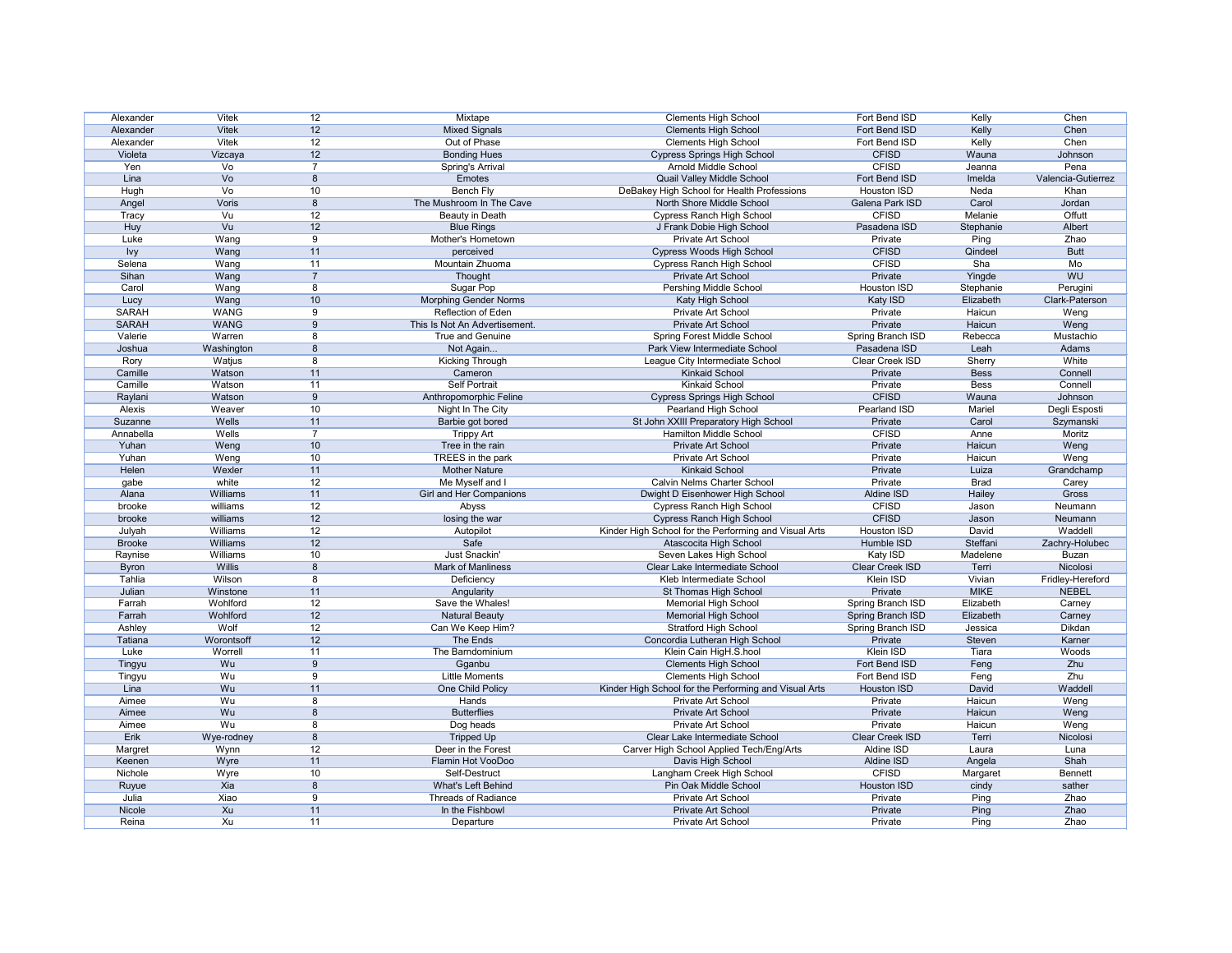| | | | | | | | |
|---|---|---|---|---|---|---|---|
| Alexander | Vitek | 12 | Mixtape | Clements High School | Fort Bend ISD | Kelly | Chen |
| Alexander | Vitek | 12 | Mixed Signals | Clements High School | Fort Bend ISD | Kelly | Chen |
| Alexander | Vitek | 12 | Out of Phase | Clements High School | Fort Bend ISD | Kelly | Chen |
| Violeta | Vizcaya | 12 | Bonding Hues | Cypress Springs High School | CFISD | Wauna | Johnson |
| Yen | Vo | 7 | Spring's Arrival | Arnold Middle School | CFISD | Jeanna | Pena |
| Lina | Vo | 8 | Emotes | Quail Valley Middle School | Fort Bend ISD | Imelda | Valencia-Gutierrez |
| Hugh | Vo | 10 | Bench Fly | DeBakey High School for Health Professions | Houston ISD | Neda | Khan |
| Angel | Voris | 8 | The Mushroom In The Cave | North Shore Middle School | Galena Park ISD | Carol | Jordan |
| Tracy | Vu | 12 | Beauty in Death | Cypress Ranch High School | CFISD | Melanie | Offutt |
| Huy | Vu | 12 | Blue Rings | J Frank Dobie High School | Pasadena ISD | Stephanie | Albert |
| Luke | Wang | 9 | Mother's Hometown | Private Art School | Private | Ping | Zhao |
| Ivy | Wang | 11 | perceived | Cypress Woods High School | CFISD | Qindeel | Butt |
| Selena | Wang | 11 | Mountain Zhuoma | Cypress Ranch High School | CFISD | Sha | Mo |
| Sihan | Wang | 7 | Thought | Private Art School | Private | Yingde | WU |
| Carol | Wang | 8 | Sugar Pop | Pershing Middle School | Houston ISD | Stephanie | Perugini |
| Lucy | Wang | 10 | Morphing Gender Norms | Katy High School | Katy ISD | Elizabeth | Clark-Paterson |
| SARAH | WANG | 9 | Reflection of Eden | Private Art School | Private | Haicun | Weng |
| SARAH | WANG | 9 | This Is Not An Advertisement. | Private Art School | Private | Haicun | Weng |
| Valerie | Warren | 8 | True and Genuine | Spring Forest Middle School | Spring Branch ISD | Rebecca | Mustachio |
| Joshua | Washington | 8 | Not Again... | Park View Intermediate School | Pasadena ISD | Leah | Adams |
| Rory | Watjus | 8 | Kicking Through | League City Intermediate School | Clear Creek ISD | Sherry | White |
| Camille | Watson | 11 | Cameron | Kinkaid School | Private | Bess | Connell |
| Camille | Watson | 11 | Self Portrait | Kinkaid School | Private | Bess | Connell |
| Raylani | Watson | 9 | Anthropomorphic Feline | Cypress Springs High School | CFISD | Wauna | Johnson |
| Alexis | Weaver | 10 | Night In The City | Pearland High School | Pearland ISD | Mariel | Degli Esposti |
| Suzanne | Wells | 11 | Barbie got bored | St John XXIII Preparatory High School | Private | Carol | Szymanski |
| Annabella | Wells | 7 | Trippy Art | Hamilton Middle School | CFISD | Anne | Moritz |
| Yuhan | Weng | 10 | Tree in the rain | Private Art School | Private | Haicun | Weng |
| Yuhan | Weng | 10 | TREES in the park | Private Art School | Private | Haicun | Weng |
| Helen | Wexler | 11 | Mother Nature | Kinkaid School | Private | Luiza | Grandchamp |
| gabe | white | 12 | Me Myself and I | Calvin Nelms Charter School | Private | Brad | Carey |
| Alana | Williams | 11 | Girl and Her Companions | Dwight D Eisenhower High School | Aldine ISD | Hailey | Gross |
| brooke | williams | 12 | Abyss | Cypress Ranch High School | CFISD | Jason | Neumann |
| brooke | williams | 12 | losing the war | Cypress Ranch High School | CFISD | Jason | Neumann |
| Julyah | Williams | 12 | Autopilot | Kinder High School for the Performing and Visual Arts | Houston ISD | David | Waddell |
| Brooke | Williams | 12 | Safe | Atascocita High School | Humble ISD | Steffani | Zachry-Holubec |
| Raynise | Williams | 10 | Just Snackin' | Seven Lakes High School | Katy ISD | Madelene | Buzan |
| Byron | Willis | 8 | Mark of Manliness | Clear Lake Intermediate School | Clear Creek ISD | Terri | Nicolosi |
| Tahlia | Wilson | 8 | Deficiency | Kleb Intermediate School | Klein ISD | Vivian | Fridley-Hereford |
| Julian | Winstone | 11 | Angularity | St Thomas High School | Private | MIKE | NEBEL |
| Farrah | Wohlford | 12 | Save the Whales! | Memorial High School | Spring Branch ISD | Elizabeth | Carney |
| Farrah | Wohlford | 12 | Natural Beauty | Memorial High School | Spring Branch ISD | Elizabeth | Carney |
| Ashley | Wolf | 12 | Can We Keep Him? | Stratford High School | Spring Branch ISD | Jessica | Dikdan |
| Tatiana | Worontsoff | 12 | The Ends | Concordia Lutheran High School | Private | Steven | Karner |
| Luke | Worrell | 11 | The Barndominium | Klein Cain HigH.S.hool | Klein ISD | Tiara | Woods |
| Tingyu | Wu | 9 | Gganbu | Clements High School | Fort Bend ISD | Feng | Zhu |
| Tingyu | Wu | 9 | Little Moments | Clements High School | Fort Bend ISD | Feng | Zhu |
| Lina | Wu | 11 | One Child Policy | Kinder High School for the Performing and Visual Arts | Houston ISD | David | Waddell |
| Aimee | Wu | 8 | Hands | Private Art School | Private | Haicun | Weng |
| Aimee | Wu | 8 | Butterflies | Private Art School | Private | Haicun | Weng |
| Aimee | Wu | 8 | Dog heads | Private Art School | Private | Haicun | Weng |
| Erik | Wye-rodney | 8 | Tripped Up | Clear Lake Intermediate School | Clear Creek ISD | Terri | Nicolosi |
| Margret | Wynn | 12 | Deer in the Forest | Carver High School Applied Tech/Eng/Arts | Aldine ISD | Laura | Luna |
| Keenen | Wyre | 11 | Flamin Hot VooDoo | Davis High School | Aldine ISD | Angela | Shah |
| Nichole | Wyre | 10 | Self-Destruct | Langham Creek High School | CFISD | Margaret | Bennett |
| Ruyue | Xia | 8 | What's Left Behind | Pin Oak Middle School | Houston ISD | cindy | sather |
| Julia | Xiao | 9 | Threads of Radiance | Private Art School | Private | Ping | Zhao |
| Nicole | Xu | 11 | In the Fishbowl | Private Art School | Private | Ping | Zhao |
| Reina | Xu | 11 | Departure | Private Art School | Private | Ping | Zhao |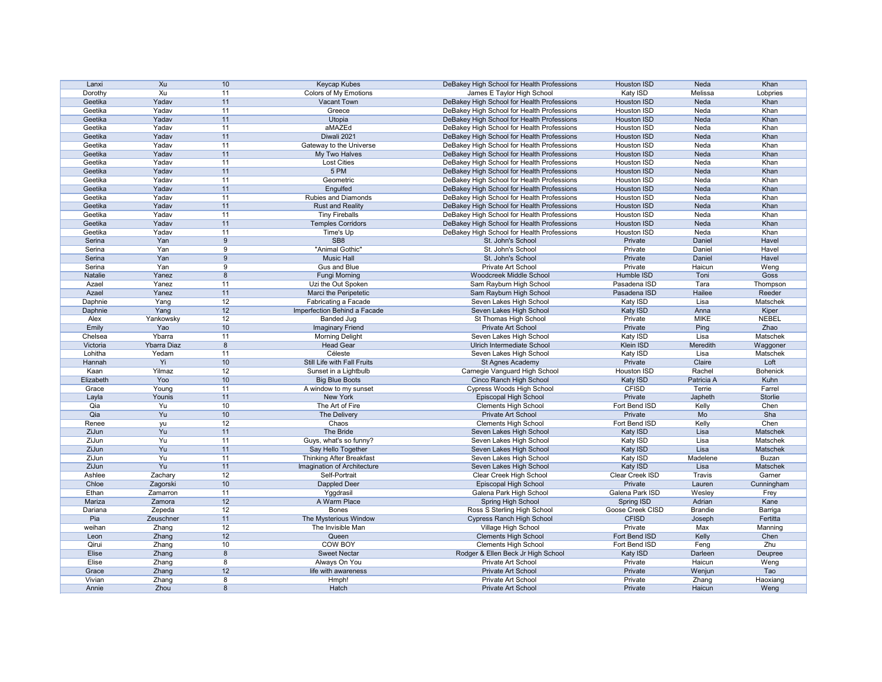| | | | | | | | |
|---|---|---|---|---|---|---|---|
| Lanxi | Xu | 10 | Keycap Kubes | DeBakey High School for Health Professions | Houston ISD | Neda | Khan |
| Dorothy | Xu | 11 | Colors of My Emotions | James E Taylor High School | Katy ISD | Melissa | Lobpries |
| Geetika | Yadav | 11 | Vacant Town | DeBakey High School for Health Professions | Houston ISD | Neda | Khan |
| Geetika | Yadav | 11 | Greece | DeBakey High School for Health Professions | Houston ISD | Neda | Khan |
| Geetika | Yadav | 11 | Utopia | DeBakey High School for Health Professions | Houston ISD | Neda | Khan |
| Geetika | Yadav | 11 | aMAZEd | DeBakey High School for Health Professions | Houston ISD | Neda | Khan |
| Geetika | Yadav | 11 | Diwali 2021 | DeBakey High School for Health Professions | Houston ISD | Neda | Khan |
| Geetika | Yadav | 11 | Gateway to the Universe | DeBakey High School for Health Professions | Houston ISD | Neda | Khan |
| Geetika | Yadav | 11 | My Two Halves | DeBakey High School for Health Professions | Houston ISD | Neda | Khan |
| Geetika | Yadav | 11 | Lost Cities | DeBakey High School for Health Professions | Houston ISD | Neda | Khan |
| Geetika | Yadav | 11 | 5 PM | DeBakey High School for Health Professions | Houston ISD | Neda | Khan |
| Geetika | Yadav | 11 | Geometric | DeBakey High School for Health Professions | Houston ISD | Neda | Khan |
| Geetika | Yadav | 11 | Engulfed | DeBakey High School for Health Professions | Houston ISD | Neda | Khan |
| Geetika | Yadav | 11 | Rubies and Diamonds | DeBakey High School for Health Professions | Houston ISD | Neda | Khan |
| Geetika | Yadav | 11 | Rust and Reality | DeBakey High School for Health Professions | Houston ISD | Neda | Khan |
| Geetika | Yadav | 11 | Tiny Fireballs | DeBakey High School for Health Professions | Houston ISD | Neda | Khan |
| Geetika | Yadav | 11 | Temples Corridors | DeBakey High School for Health Professions | Houston ISD | Neda | Khan |
| Geetika | Yadav | 11 | Time's Up | DeBakey High School for Health Professions | Houston ISD | Neda | Khan |
| Serina | Yan | 9 | SB8 | St. John's School | Private | Daniel | Havel |
| Serina | Yan | 9 | "Animal Gothic" | St. John's School | Private | Daniel | Havel |
| Serina | Yan | 9 | Music Hall | St. John's School | Private | Daniel | Havel |
| Serina | Yan | 9 | Gus and Blue | Private Art School | Private | Haicun | Weng |
| Natalie | Yanez | 8 | Fungi Morning | Woodcreek Middle School | Humble ISD | Toni | Goss |
| Azael | Yanez | 11 | Uzi the Out Spoken | Sam Rayburn High School | Pasadena ISD | Tara | Thompson |
| Azael | Yanez | 11 | Marci the Peripetetic | Sam Rayburn High School | Pasadena ISD | Hailee | Reeder |
| Daphnie | Yang | 12 | Fabricating a Facade | Seven Lakes High School | Katy ISD | Lisa | Matschek |
| Daphnie | Yang | 12 | Imperfection Behind a Facade | Seven Lakes High School | Katy ISD | Anna | Kiper |
| Alex | Yankowsky | 12 | Banded Jug | St Thomas High School | Private | MIKE | NEBEL |
| Emily | Yao | 10 | Imaginary Friend | Private Art School | Private | Ping | Zhao |
| Chelsea | Ybarra | 11 | Morning Delight | Seven Lakes High School | Katy ISD | Lisa | Matschek |
| Victoria | Ybarra Diaz | 8 | Head Gear | Ulrich Intermediate School | Klein ISD | Meredith | Waggoner |
| Lohitha | Yedam | 11 | Céleste | Seven Lakes High School | Katy ISD | Lisa | Matschek |
| Hannah | Yi | 10 | Still Life with Fall Fruits | St Agnes Academy | Private | Claire | Loft |
| Kaan | Yilmaz | 12 | Sunset in a Lightbulb | Carnegie Vanguard High School | Houston ISD | Rachel | Bohenick |
| Elizabeth | Yoo | 10 | Big Blue Boots | Cinco Ranch High School | Katy ISD | Patricia A | Kuhn |
| Grace | Young | 11 | A window to my sunset | Cypress Woods High School | CFISD | Terrie | Farrel |
| Layla | Younis | 11 | New York | Episcopal High School | Private | Japheth | Storlie |
| Qia | Yu | 10 | The Art of Fire | Clements High School | Fort Bend ISD | Kelly | Chen |
| Qia | Yu | 10 | The Delivery | Private Art School | Private | Mo | Sha |
| Renee | yu | 12 | Chaos | Clements High School | Fort Bend ISD | Kelly | Chen |
| ZiJun | Yu | 11 | The Bride | Seven Lakes High School | Katy ISD | Lisa | Matschek |
| ZiJun | Yu | 11 | Guys, what's so funny? | Seven Lakes High School | Katy ISD | Lisa | Matschek |
| ZiJun | Yu | 11 | Say Hello Together | Seven Lakes High School | Katy ISD | Lisa | Matschek |
| ZiJun | Yu | 11 | Thinking After Breakfast | Seven Lakes High School | Katy ISD | Madelene | Buzan |
| ZiJun | Yu | 11 | Imagination of Architecture | Seven Lakes High School | Katy ISD | Lisa | Matschek |
| Ashlee | Zachary | 12 | Self-Portrait | Clear Creek High School | Clear Creek ISD | Travis | Garner |
| Chloe | Zagorski | 10 | Dappled Deer | Episcopal High School | Private | Lauren | Cunningham |
| Ethan | Zamarron | 11 | Yggdrasil | Galena Park High School | Galena Park ISD | Wesley | Frey |
| Mariza | Zamora | 12 | A Warm Place | Spring High School | Spring ISD | Adrian | Kane |
| Dariana | Zepeda | 12 | Bones | Ross S Sterling High School | Goose Creek CISD | Brandie | Barriga |
| Pia | Zeuschner | 11 | The Mysterious Window | Cypress Ranch High School | CFISD | Joseph | Fertitta |
| weihan | Zhang | 12 | The Invisible Man | Village High School | Private | Max | Manning |
| Leon | Zhang | 12 | Queen | Clements High School | Fort Bend ISD | Kelly | Chen |
| Qirui | Zhang | 10 | COW BOY | Clements High School | Fort Bend ISD | Feng | Zhu |
| Elise | Zhang | 8 | Sweet Nectar | Rodger & Ellen Beck Jr High School | Katy ISD | Darleen | Deupree |
| Elise | Zhang | 8 | Always On You | Private Art School | Private | Haicun | Weng |
| Grace | Zhang | 12 | life with awareness | Private Art School | Private | Wenjun | Tao |
| Vivian | Zhang | 8 | Hmph! | Private Art School | Private | Zhang | Haoxiang |
| Annie | Zhou | 8 | Hatch | Private Art School | Private | Haicun | Weng |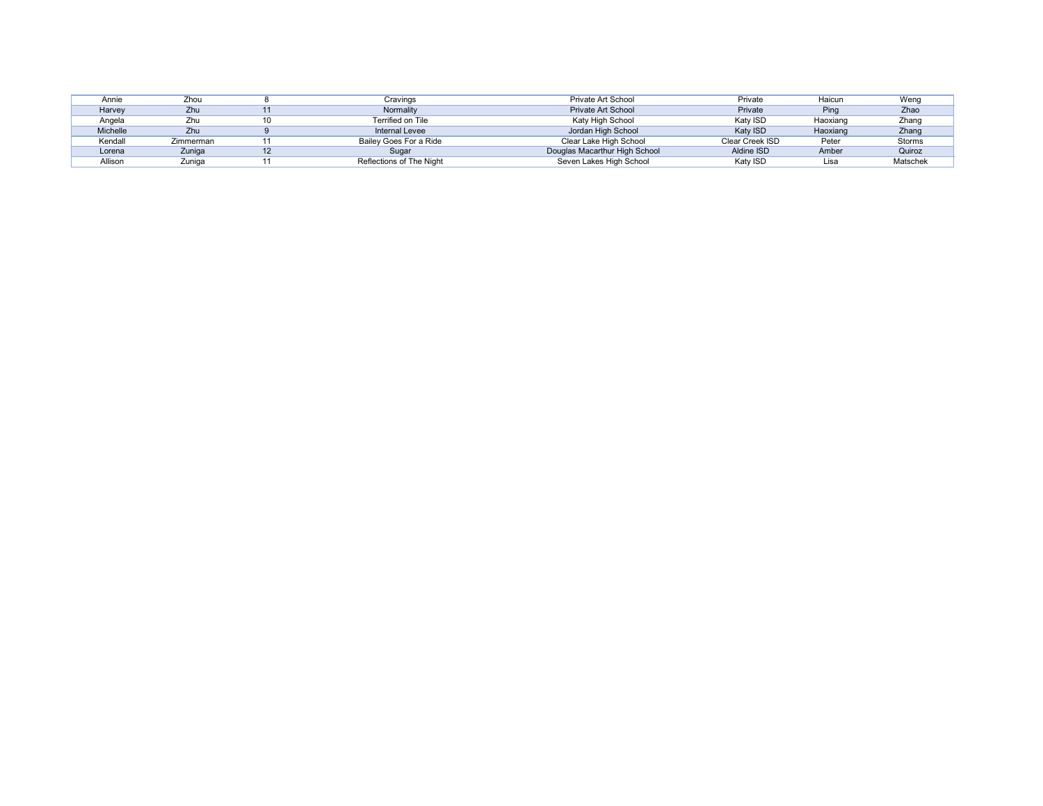| | | | | | | | |
|---|---|---|---|---|---|---|---|
| Annie | Zhou | 8 | Cravings | Private Art School | Private | Haicun | Weng |
| Harvey | Zhu | 11 | Normality | Private Art School | Private | Ping | Zhao |
| Angela | Zhu | 10 | Terrified on Tile | Katy High School | Katy ISD | Haoxiang | Zhang |
| Michelle | Zhu | 9 | Internal Levee | Jordan High School | Katy ISD | Haoxiang | Zhang |
| Kendall | Zimmerman | 11 | Bailey Goes For a Ride | Clear Lake High School | Clear Creek ISD | Peter | Storms |
| Lorena | Zuniga | 12 | Sugar | Douglas Macarthur High School | Aldine ISD | Amber | Quiroz |
| Allison | Zuniga | 11 | Reflections of The Night | Seven Lakes High School | Katy ISD | Lisa | Matschek |